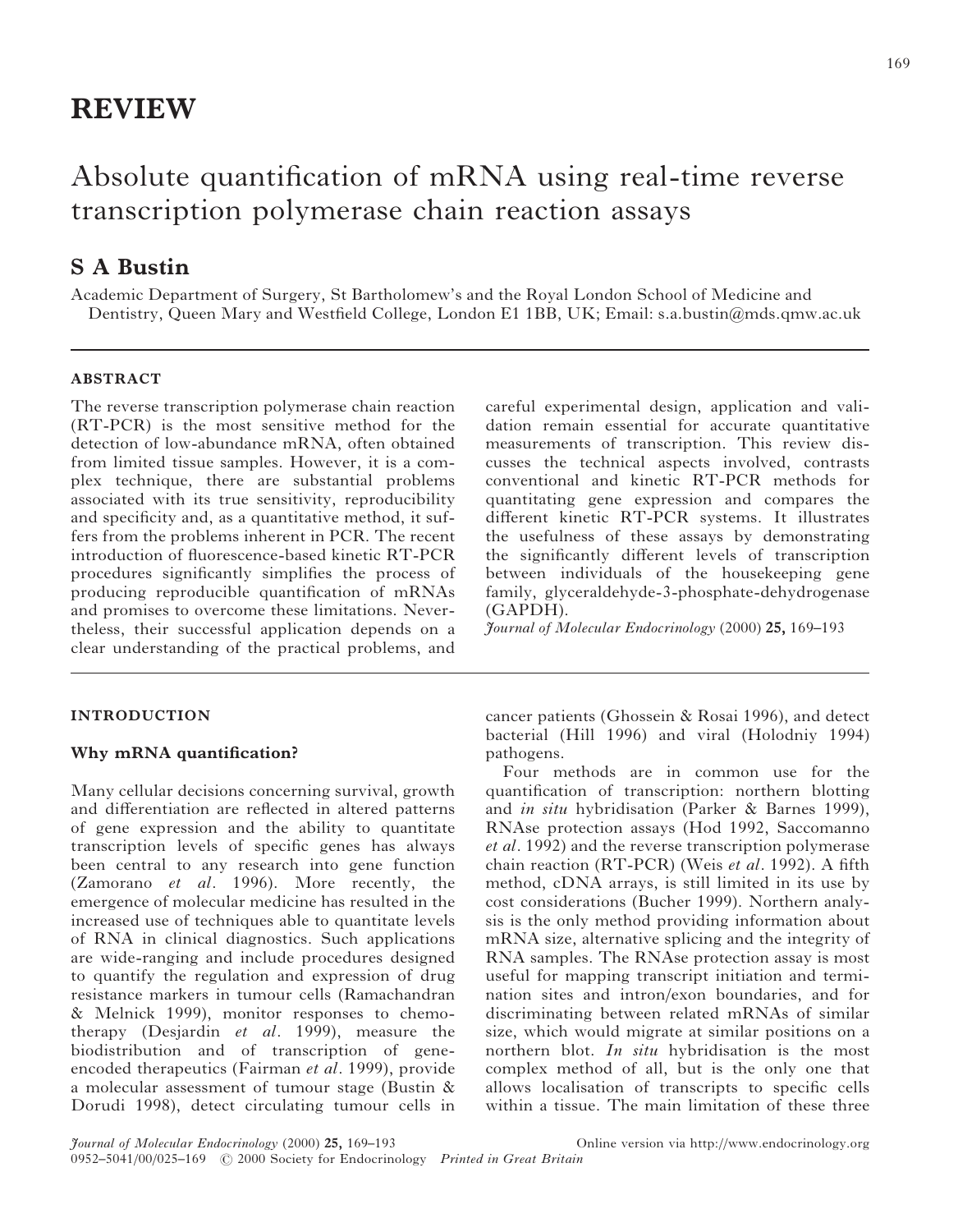## REVIEW

# Absolute quantification of mRNA using real-time reverse transcription polymerase chain reaction assays

### S A Bustin

Academic Department of Surgery, St Bartholomew's and the Royal London School of Medicine and Dentistry, Queen Mary and Westfield College, London E1 1BB, UK; Email: s.a.bustin@mds.qmw.ac.uk

### ABSTRACT

The reverse transcription polymerase chain reaction (RT-PCR) is the most sensitive method for the detection of low-abundance mRNA, often obtained from limited tissue samples. However, it is a complex technique, there are substantial problems associated with its true sensitivity, reproducibility and specificity and, as a quantitative method, it suffers from the problems inherent in PCR. The recent introduction of fluorescence-based kinetic RT-PCR procedures significantly simplifies the process of producing reproducible quantification of mRNAs and promises to overcome these limitations. Nevertheless, their successful application depends on a clear understanding of the practical problems, and careful experimental design, application and validation remain essential for accurate quantitative measurements of transcription. This review discusses the technical aspects involved, contrasts conventional and kinetic RT-PCR methods for quantitating gene expression and compares the different kinetic RT-PCR systems. It illustrates the usefulness of these assays by demonstrating the significantly different levels of transcription between individuals of the housekeeping gene family, glyceraldehyde-3-phosphate-dehydrogenase (GAPDH).

*Journal of Molecular Endocrinology* (2000) **25,** 169–193

### INTRODUCTION

#### Why mRNA quantification?

Many cellular decisions concerning survival, growth and differentiation are reflected in altered patterns of gene expression and the ability to quantitate transcription levels of specific genes has always been central to any research into gene function (Zamorano *et al*. 1996). More recently, the emergence of molecular medicine has resulted in the increased use of techniques able to quantitate levels of RNA in clinical diagnostics. Such applications are wide-ranging and include procedures designed to quantify the regulation and expression of drug resistance markers in tumour cells (Ramachandran & Melnick 1999), monitor responses to chemotherapy (Desjardin *et al*. 1999), measure the biodistribution and of transcription of gene-encoded therapeutics (Fairman *et al*. 1999), provide a molecular assessment of tumour stage (Bustin & Dorudi 1998), detect circulating tumour cells in cancer patients (Ghossein & Rosai 1996), and detect bacterial (Hill 1996) and viral (Holodniy 1994) pathogens.

Four methods are in common use for the quantification of transcription: northern blotting and *in situ* hybridisation (Parker & Barnes 1999), RNAse protection assays (Hod 1992, Saccomanno *et al*. 1992) and the reverse transcription polymerase chain reaction (RT-PCR) (Weis *et al*. 1992). A fifth method, cDNA arrays, is still limited in its use by cost considerations (Bucher 1999). Northern analysis is the only method providing information about mRNA size, alternative splicing and the integrity of RNA samples. The RNAse protection assay is most useful for mapping transcript initiation and termination sites and intron/exon boundaries, and for discriminating between related mRNAs of similar size, which would migrate at similar positions on a northern blot. *In situ* hybridisation is the most complex method of all, but is the only one that allows localisation of transcripts to specific cells within a tissue. The main limitation of these three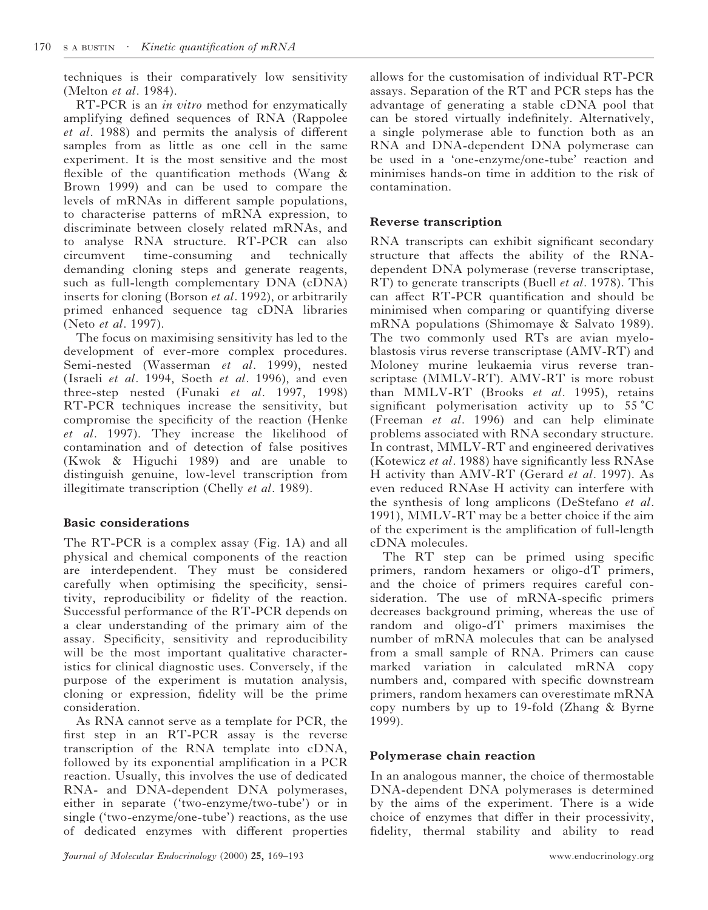techniques is their comparatively low sensitivity (Melton *et al*. 1984).

RT-PCR is an *in vitro* method for enzymatically amplifying defined sequences of RNA (Rappolee *et al*. 1988) and permits the analysis of different samples from as little as one cell in the same experiment. It is the most sensitive and the most flexible of the quantification methods (Wang & Brown 1999) and can be used to compare the levels of mRNAs in different sample populations, to characterise patterns of mRNA expression, to discriminate between closely related mRNAs, and to analyse RNA structure. RT-PCR can also circumvent time-consuming and technically demanding cloning steps and generate reagents, such as full-length complementary DNA (cDNA) inserts for cloning (Borson *et al*. 1992), or arbitrarily primed enhanced sequence tag cDNA libraries (Neto *et al*. 1997).

The focus on maximising sensitivity has led to the development of ever-more complex procedures. Semi-nested (Wasserman *et al*. 1999), nested (Israeli *et al*. 1994, Soeth *et al*. 1996), and even three-step nested (Funaki *et al*. 1997, 1998) RT-PCR techniques increase the sensitivity, but compromise the specificity of the reaction (Henke *et al*. 1997). They increase the likelihood of contamination and of detection of false positives (Kwok & Higuchi 1989) and are unable to distinguish genuine, low-level transcription from illegitimate transcription (Chelly *et al*. 1989).

## Basic considerations

The RT-PCR is a complex assay (Fig. 1A) and all physical and chemical components of the reaction are interdependent. They must be considered carefully when optimising the specificity, sensitivity, reproducibility or fidelity of the reaction. Successful performance of the RT-PCR depends on a clear understanding of the primary aim of the assay. Specificity, sensitivity and reproducibility will be the most important qualitative characteristics for clinical diagnostic uses. Conversely, if the purpose of the experiment is mutation analysis, cloning or expression, fidelity will be the prime consideration.

As RNA cannot serve as a template for PCR, the first step in an RT-PCR assay is the reverse transcription of the RNA template into cDNA, followed by its exponential amplification in a PCR reaction. Usually, this involves the use of dedicated RNA- and DNA-dependent DNA polymerases, either in separate ('two-enzyme/two-tube') or in single ('two-enzyme/one-tube') reactions, as the use of dedicated enzymes with different properties allows for the customisation of individual RT-PCR assays. Separation of the RT and PCR steps has the advantage of generating a stable cDNA pool that can be stored virtually indefinitely. Alternatively, a single polymerase able to function both as an RNA and DNA-dependent DNA polymerase can be used in a 'one-enzyme/one-tube' reaction and minimises hands-on time in addition to the risk of contamination.

## Reverse transcription

RNA transcripts can exhibit significant secondary structure that affects the ability of the RNA-dependent DNA polymerase (reverse transcriptase, RT) to generate transcripts (Buell *et al*. 1978). This can affect RT-PCR quantification and should be minimised when comparing or quantifying diverse mRNA populations (Shimomaye & Salvato 1989). The two commonly used RTs are avian myeloblastosis virus reverse transcriptase (AMV-RT) and Moloney murine leukaemia virus reverse transcriptase (MMLV-RT). AMV-RT is more robust than MMLV-RT (Brooks *et al*. 1995), retains significant polymerisation activity up to 55 °C (Freeman *et al*. 1996) and can help eliminate problems associated with RNA secondary structure. In contrast, MMLV-RT and engineered derivatives (Kotewicz *et al*. 1988) have significantly less RNAse H activity than AMV-RT (Gerard *et al*. 1997). As even reduced RNAse H activity can interfere with the synthesis of long amplicons (DeStefano *et al*. 1991), MMLV-RT may be a better choice if the aim of the experiment is the amplification of full-length cDNA molecules.

The RT step can be primed using specific primers, random hexamers or oligo-dT primers, and the choice of primers requires careful consideration. The use of mRNA-specific primers decreases background priming, whereas the use of random and oligo-dT primers maximises the number of mRNA molecules that can be analysed from a small sample of RNA. Primers can cause marked variation in calculated mRNA copy numbers and, compared with specific downstream primers, random hexamers can overestimate mRNA copy numbers by up to 19-fold (Zhang & Byrne 1999).

## Polymerase chain reaction

In an analogous manner, the choice of thermostable DNA-dependent DNA polymerases is determined by the aims of the experiment. There is a wide choice of enzymes that differ in their processivity, fidelity, thermal stability and ability to read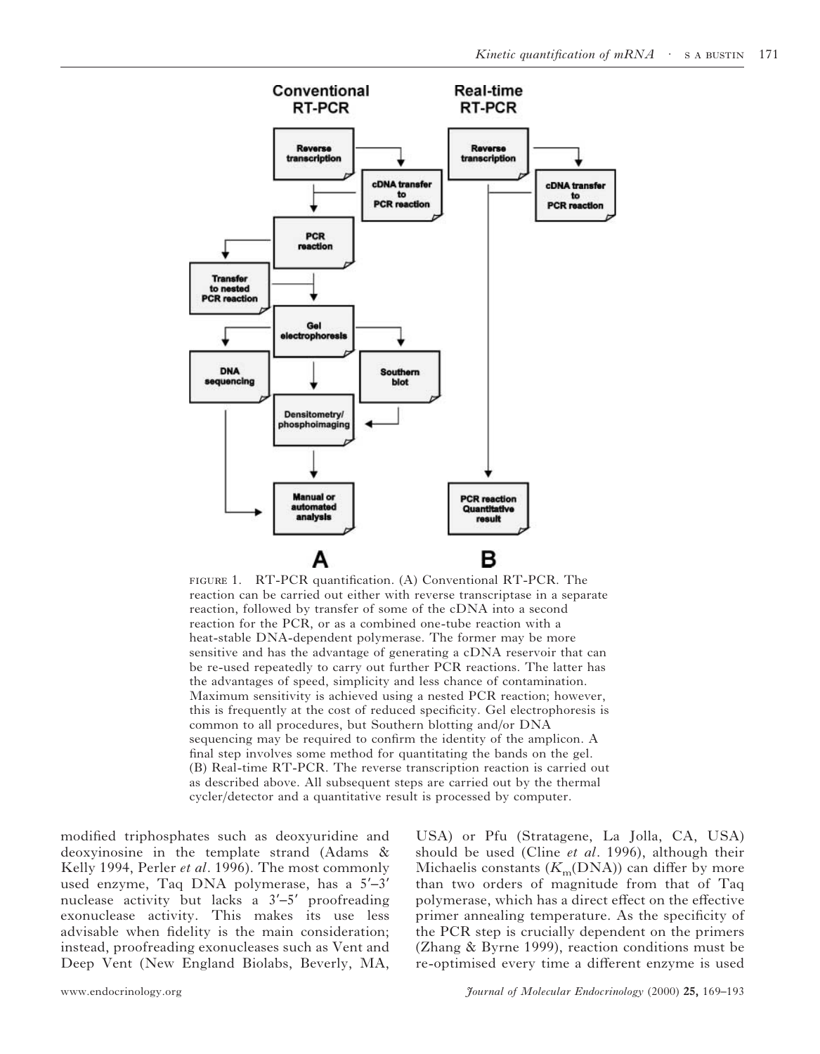FIGURE 1. RT-PCR quantification. (A) Conventional RT-PCR. The reaction can be carried out either with reverse transcriptase in a separate reaction, followed by transfer of some of the cDNA into a second reaction for the PCR, or as a combined one-tube reaction with a heat-stable DNA-dependent polymerase. The former may be more sensitive and has the advantage of generating a cDNA reservoir that can be re-used repeatedly to carry out further PCR reactions. The latter has the advantages of speed, simplicity and less chance of contamination. Maximum sensitivity is achieved using a nested PCR reaction; however, this is frequently at the cost of reduced specificity. Gel electrophoresis is common to all procedures, but Southern blotting and/or DNA sequencing may be required to confirm the identity of the amplicon. A final step involves some method for quantitating the bands on the gel. (B) Real-time RT-PCR. The reverse transcription reaction is carried out as described above. All subsequent steps are carried out by the thermal cycler/detector and a quantitative result is processed by computer.

modified triphosphates such as deoxyuridine and deoxyinosine in the template strand (Adams & Kelly 1994, Perler *et al*. 1996). The most commonly used enzyme, Taq DNA polymerase, has a 5′–3′ nuclease activity but lacks a 3′–5′ proofreading exonuclease activity. This makes its use less advisable when fidelity is the main consideration; instead, proofreading exonucleases such as Vent and Deep Vent (New England Biolabs, Beverly, MA, USA) or Pfu (Stratagene, La Jolla, CA, USA) should be used (Cline *et al*. 1996), although their Michaelis constants ($K_m$(DNA)) can differ by more than two orders of magnitude from that of Taq polymerase, which has a direct effect on the effective primer annealing temperature. As the specificity of the PCR step is crucially dependent on the primers (Zhang & Byrne 1999), reaction conditions must be re-optimised every time a different enzyme is used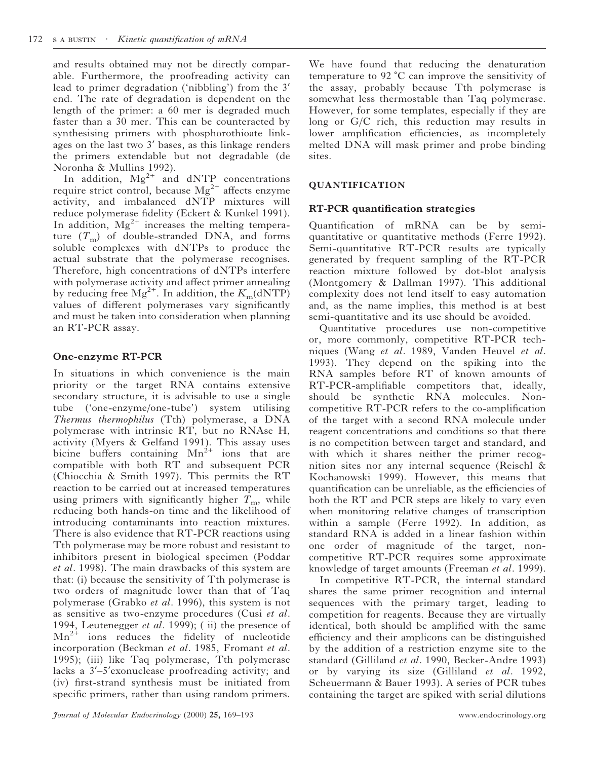and results obtained may not be directly comparable. Furthermore, the proofreading activity can lead to primer degradation ('nibbling') from the 3′ end. The rate of degradation is dependent on the length of the primer: a 60 mer is degraded much faster than a 30 mer. This can be counteracted by synthesising primers with phosphorothioate linkages on the last two 3′ bases, as this linkage renders the primers extendable but not degradable (de Noronha & Mullins 1992).

In addition, $Mg^{2+}$ and dNTP concentrations require strict control, because $Mg^{2+}$ affects enzyme activity, and imbalanced dNTP mixtures will reduce polymerase fidelity (Eckert & Kunkel 1991). In addition, $Mg^{2+}$ increases the melting temperature ($T_m$) of double-stranded DNA, and forms soluble complexes with dNTPs to produce the actual substrate that the polymerase recognises. Therefore, high concentrations of dNTPs interfere with polymerase activity and affect primer annealing by reducing free $Mg^{2+}$. In addition, the $K_m$(dNTP) values of different polymerases vary significantly and must be taken into consideration when planning an RT-PCR assay.

### One-enzyme RT-PCR

In situations in which convenience is the main priority or the target RNA contains extensive secondary structure, it is advisable to use a single tube ('one-enzyme/one-tube') system utilising *Thermus thermophilus* (Tth) polymerase, a DNA polymerase with intrinsic RT, but no RNAse H, activity (Myers & Gelfand 1991). This assay uses bicine buffers containing $Mn^{2+}$ ions that are compatible with both RT and subsequent PCR (Chiocchia & Smith 1997). This permits the RT reaction to be carried out at increased temperatures using primers with significantly higher $T_m$, while reducing both hands-on time and the likelihood of introducing contaminants into reaction mixtures. There is also evidence that RT-PCR reactions using Tth polymerase may be more robust and resistant to inhibitors present in biological specimen (Poddar *et al*. 1998). The main drawbacks of this system are that: (i) because the sensitivity of Tth polymerase is two orders of magnitude lower than that of Taq polymerase (Grabko *et al*. 1996), this system is not as sensitive as two-enzyme procedures (Cusi *et al*. 1994, Leutenegger *et al*. 1999); ( ii) the presence of $Mn^{2+}$ ions reduces the fidelity of nucleotide incorporation (Beckman *et al*. 1985, Fromant *et al*. 1995); (iii) like Taq polymerase, Tth polymerase lacks a 3′–5′exonuclease proofreading activity; and (iv) first-strand synthesis must be initiated from specific primers, rather than using random primers. We have found that reducing the denaturation temperature to 92 °C can improve the sensitivity of the assay, probably because Tth polymerase is somewhat less thermostable than Taq polymerase. However, for some templates, especially if they are long or G/C rich, this reduction may results in lower amplification efficiencies, as incompletely melted DNA will mask primer and probe binding sites.

## QUANTIFICATION

### RT-PCR quantification strategies

Quantification of mRNA can be by semi-quantitative or quantitative methods (Ferre 1992). Semi-quantitative RT-PCR results are typically generated by frequent sampling of the RT-PCR reaction mixture followed by dot-blot analysis (Montgomery & Dallman 1997). This additional complexity does not lend itself to easy automation and, as the name implies, this method is at best semi-quantitative and its use should be avoided.

Quantitative procedures use non-competitive or, more commonly, competitive RT-PCR techniques (Wang *et al*. 1989, Vanden Heuvel *et al*. 1993). They depend on the spiking into the RNA samples before RT of known amounts of RT-PCR-amplifiable competitors that, ideally, should be synthetic RNA molecules. Non-competitive RT-PCR refers to the co-amplification of the target with a second RNA molecule under reagent concentrations and conditions so that there is no competition between target and standard, and with which it shares neither the primer recognition sites nor any internal sequence (Reischl & Kochanowski 1999). However, this means that quantification can be unreliable, as the efficiencies of both the RT and PCR steps are likely to vary even when monitoring relative changes of transcription within a sample (Ferre 1992). In addition, as standard RNA is added in a linear fashion within one order of magnitude of the target, non-competitive RT-PCR requires some approximate knowledge of target amounts (Freeman *et al*. 1999).

In competitive RT-PCR, the internal standard shares the same primer recognition and internal sequences with the primary target, leading to competition for reagents. Because they are virtually identical, both should be amplified with the same efficiency and their amplicons can be distinguished by the addition of a restriction enzyme site to the standard (Gilliland *et al*. 1990, Becker-Andre 1993) or by varying its size (Gilliland *et al*. 1992, Scheuermann & Bauer 1993). A series of PCR tubes containing the target are spiked with serial dilutions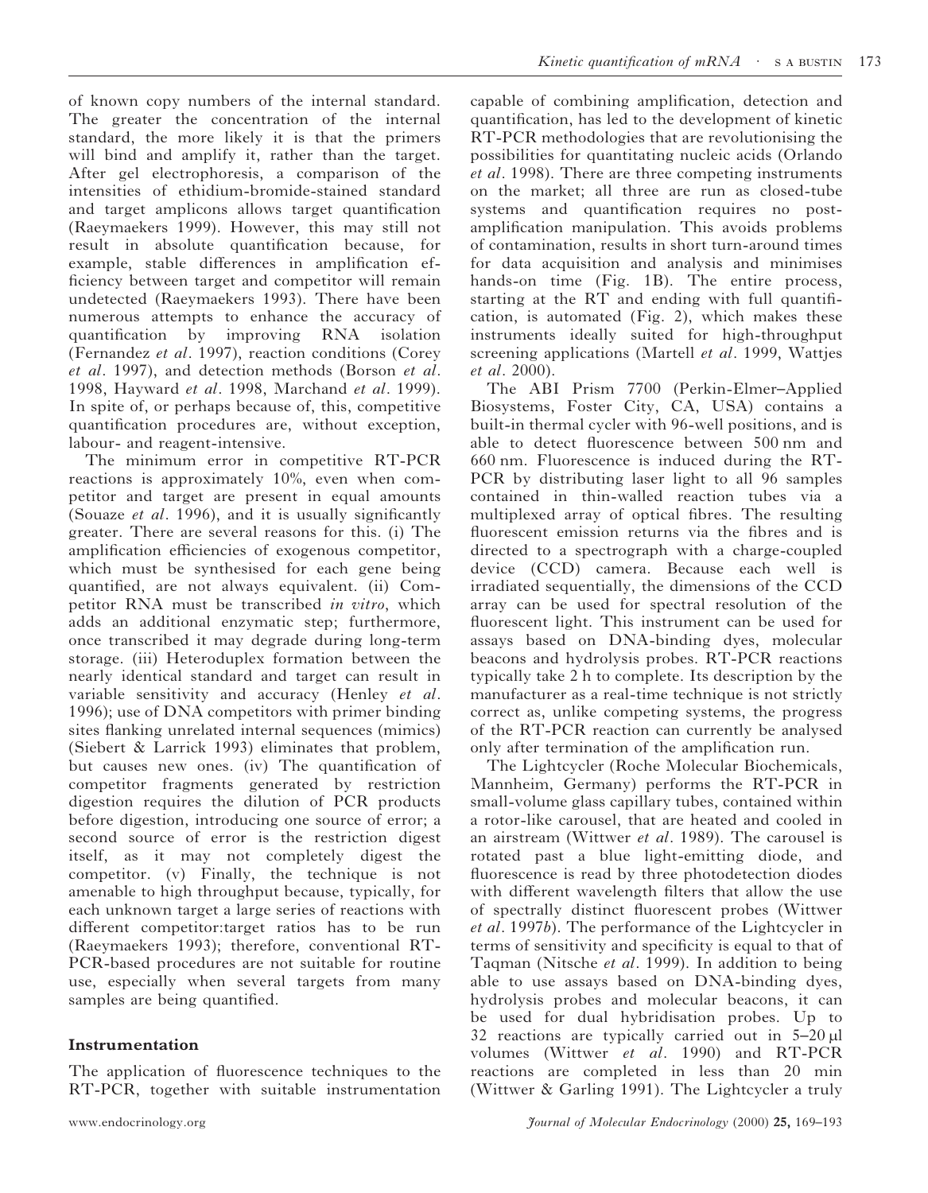of known copy numbers of the internal standard. The greater the concentration of the internal standard, the more likely it is that the primers will bind and amplify it, rather than the target. After gel electrophoresis, a comparison of the intensities of ethidium-bromide-stained standard and target amplicons allows target quantification (Raeymaekers 1999). However, this may still not result in absolute quantification because, for example, stable differences in amplification efficiency between target and competitor will remain undetected (Raeymaekers 1993). There have been numerous attempts to enhance the accuracy of quantification by improving RNA isolation (Fernandez *et al*. 1997), reaction conditions (Corey *et al*. 1997), and detection methods (Borson *et al*. 1998, Hayward *et al*. 1998, Marchand *et al*. 1999). In spite of, or perhaps because of, this, competitive quantification procedures are, without exception, labour- and reagent-intensive.

The minimum error in competitive RT-PCR reactions is approximately 10%, even when competitor and target are present in equal amounts (Souaze *et al*. 1996), and it is usually significantly greater. There are several reasons for this. (i) The amplification efficiencies of exogenous competitor, which must be synthesised for each gene being quantified, are not always equivalent. (ii) Competitor RNA must be transcribed *in vitro*, which adds an additional enzymatic step; furthermore, once transcribed it may degrade during long-term storage. (iii) Heteroduplex formation between the nearly identical standard and target can result in variable sensitivity and accuracy (Henley *et al*. 1996); use of DNA competitors with primer binding sites flanking unrelated internal sequences (mimics) (Siebert & Larrick 1993) eliminates that problem, but causes new ones. (iv) The quantification of competitor fragments generated by restriction digestion requires the dilution of PCR products before digestion, introducing one source of error; a second source of error is the restriction digest itself, as it may not completely digest the competitor. (v) Finally, the technique is not amenable to high throughput because, typically, for each unknown target a large series of reactions with different competitor:target ratios has to be run (Raeymaekers 1993); therefore, conventional RT-PCR-based procedures are not suitable for routine use, especially when several targets from many samples are being quantified.

## Instrumentation

The application of fluorescence techniques to the RT-PCR, together with suitable instrumentation capable of combining amplification, detection and quantification, has led to the development of kinetic RT-PCR methodologies that are revolutionising the possibilities for quantitating nucleic acids (Orlando *et al*. 1998). There are three competing instruments on the market; all three are run as closed-tube systems and quantification requires no post-amplification manipulation. This avoids problems of contamination, results in short turn-around times for data acquisition and analysis and minimises hands-on time (Fig. 1B). The entire process, starting at the RT and ending with full quantification, is automated (Fig. 2), which makes these instruments ideally suited for high-throughput screening applications (Martell *et al*. 1999, Wattjes *et al*. 2000).

The ABI Prism 7700 (Perkin-Elmer–Applied Biosystems, Foster City, CA, USA) contains a built-in thermal cycler with 96-well positions, and is able to detect fluorescence between 500 nm and 660 nm. Fluorescence is induced during the RT-PCR by distributing laser light to all 96 samples contained in thin-walled reaction tubes via a multiplexed array of optical fibres. The resulting fluorescent emission returns via the fibres and is directed to a spectrograph with a charge-coupled device (CCD) camera. Because each well is irradiated sequentially, the dimensions of the CCD array can be used for spectral resolution of the fluorescent light. This instrument can be used for assays based on DNA-binding dyes, molecular beacons and hydrolysis probes. RT-PCR reactions typically take 2 h to complete. Its description by the manufacturer as a real-time technique is not strictly correct as, unlike competing systems, the progress of the RT-PCR reaction can currently be analysed only after termination of the amplification run.

The Lightcycler (Roche Molecular Biochemicals, Mannheim, Germany) performs the RT-PCR in small-volume glass capillary tubes, contained within a rotor-like carousel, that are heated and cooled in an airstream (Wittwer *et al*. 1989). The carousel is rotated past a blue light-emitting diode, and fluorescence is read by three photodetection diodes with different wavelength filters that allow the use of spectrally distinct fluorescent probes (Wittwer *et al*. 1997*b*). The performance of the Lightcycler in terms of sensitivity and specificity is equal to that of Taqman (Nitsche *et al*. 1999). In addition to being able to use assays based on DNA-binding dyes, hydrolysis probes and molecular beacons, it can be used for dual hybridisation probes. Up to 32 reactions are typically carried out in 5–20 µl volumes (Wittwer *et al*. 1990) and RT-PCR reactions are completed in less than 20 min (Wittwer & Garling 1991). The Lightcycler a truly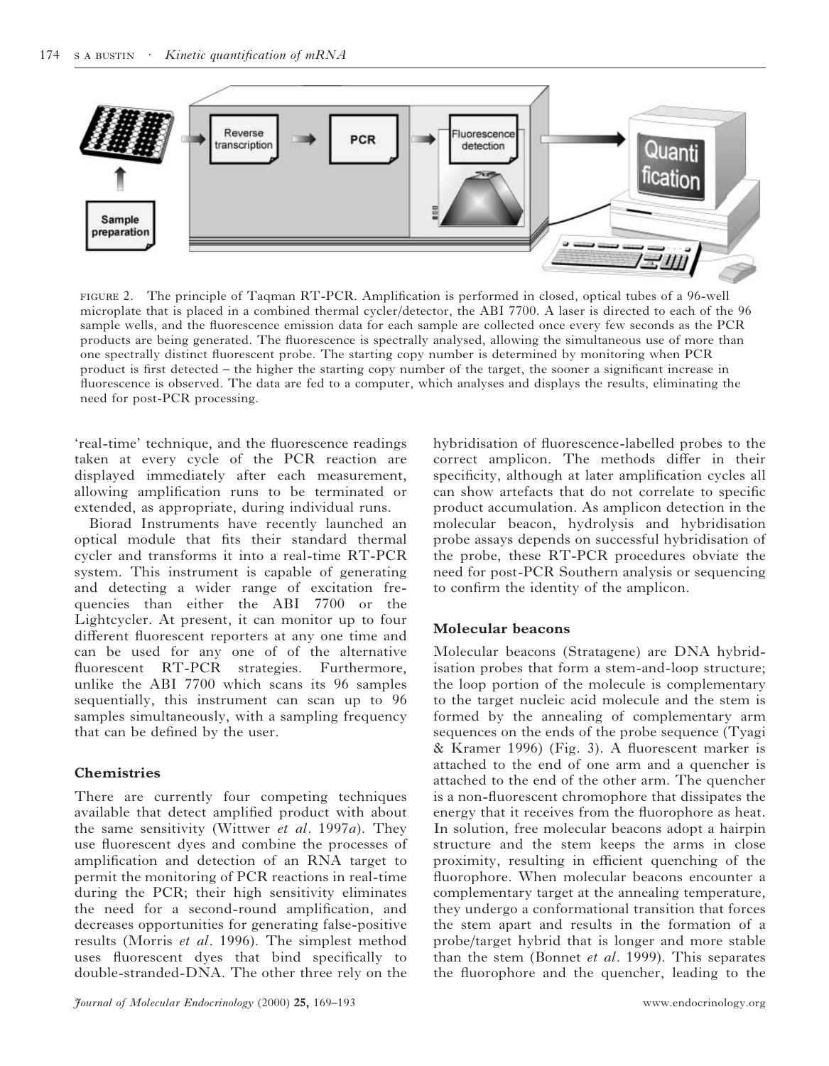FIGURE 2. The principle of Taqman RT-PCR. Amplification is performed in closed, optical tubes of a 96-well microplate that is placed in a combined thermal cycler/detector, the ABI 7700. A laser is directed to each of the 96 sample wells, and the fluorescence emission data for each sample are collected once every few seconds as the PCR products are being generated. The fluorescence is spectrally analysed, allowing the simultaneous use of more than one spectrally distinct fluorescent probe. The starting copy number is determined by monitoring when PCR product is first detected – the higher the starting copy number of the target, the sooner a significant increase in fluorescence is observed. The data are fed to a computer, which analyses and displays the results, eliminating the need for post-PCR processing.

'real-time' technique, and the fluorescence readings taken at every cycle of the PCR reaction are displayed immediately after each measurement, allowing amplification runs to be terminated or extended, as appropriate, during individual runs.

Biorad Instruments have recently launched an optical module that fits their standard thermal cycler and transforms it into a real-time RT-PCR system. This instrument is capable of generating and detecting a wider range of excitation frequencies than either the ABI 7700 or the Lightcycler. At present, it can monitor up to four different fluorescent reporters at any one time and can be used for any one of of the alternative fluorescent RT-PCR strategies. Furthermore, unlike the ABI 7700 which scans its 96 samples sequentially, this instrument can scan up to 96 samples simultaneously, with a sampling frequency that can be defined by the user.

## Chemistries

There are currently four competing techniques available that detect amplified product with about the same sensitivity (Wittwer *et al*. 1997*a*). They use fluorescent dyes and combine the processes of amplification and detection of an RNA target to permit the monitoring of PCR reactions in real-time during the PCR; their high sensitivity eliminates the need for a second-round amplification, and decreases opportunities for generating false-positive results (Morris *et al*. 1996). The simplest method uses fluorescent dyes that bind specifically to double-stranded-DNA. The other three rely on the hybridisation of fluorescence-labelled probes to the correct amplicon. The methods differ in their specificity, although at later amplification cycles all can show artefacts that do not correlate to specific product accumulation. As amplicon detection in the molecular beacon, hydrolysis and hybridisation probe assays depends on successful hybridisation of the probe, these RT-PCR procedures obviate the need for post-PCR Southern analysis or sequencing to confirm the identity of the amplicon.

## Molecular beacons

Molecular beacons (Stratagene) are DNA hybridisation probes that form a stem-and-loop structure; the loop portion of the molecule is complementary to the target nucleic acid molecule and the stem is formed by the annealing of complementary arm sequences on the ends of the probe sequence (Tyagi & Kramer 1996) (Fig. 3). A fluorescent marker is attached to the end of one arm and a quencher is attached to the end of the other arm. The quencher is a non-fluorescent chromophore that dissipates the energy that it receives from the fluorophore as heat. In solution, free molecular beacons adopt a hairpin structure and the stem keeps the arms in close proximity, resulting in efficient quenching of the fluorophore. When molecular beacons encounter a complementary target at the annealing temperature, they undergo a conformational transition that forces the stem apart and results in the formation of a probe/target hybrid that is longer and more stable than the stem (Bonnet *et al*. 1999). This separates the fluorophore and the quencher, leading to the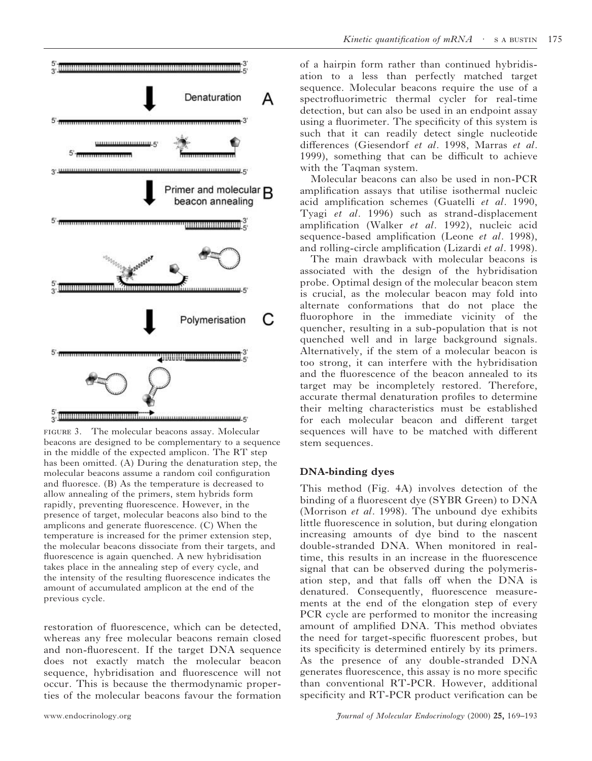Denaturation A

Primer and molecular beacon annealing B

Polymerisation C

FIGURE 3. The molecular beacons assay. Molecular beacons are designed to be complementary to a sequence in the middle of the expected amplicon. The RT step has been omitted. (A) During the denaturation step, the molecular beacons assume a random coil configuration and fluoresce. (B) As the temperature is decreased to allow annealing of the primers, stem hybrids form rapidly, preventing fluorescence. However, in the presence of target, molecular beacons also bind to the amplicons and generate fluorescence. (C) When the temperature is increased for the primer extension step, the molecular beacons dissociate from their targets, and fluorescence is again quenched. A new hybridisation takes place in the annealing step of every cycle, and the intensity of the resulting fluorescence indicates the amount of accumulated amplicon at the end of the previous cycle.

restoration of fluorescence, which can be detected, whereas any free molecular beacons remain closed and non-fluorescent. If the target DNA sequence does not exactly match the molecular beacon sequence, hybridisation and fluorescence will not occur. This is because the thermodynamic properties of the molecular beacons favour the formation of a hairpin form rather than continued hybridisation to a less than perfectly matched target sequence. Molecular beacons require the use of a spectrofluorimetric thermal cycler for real-time detection, but can also be used in an endpoint assay using a fluorimeter. The specificity of this system is such that it can readily detect single nucleotide differences (Giesendorf *et al*. 1998, Marras *et al*. 1999), something that can be difficult to achieve with the Taqman system.

Molecular beacons can also be used in non-PCR amplification assays that utilise isothermal nucleic acid amplification schemes (Guatelli *et al*. 1990, Tyagi *et al*. 1996) such as strand-displacement amplification (Walker *et al*. 1992), nucleic acid sequence-based amplification (Leone *et al*. 1998), and rolling-circle amplification (Lizardi *et al*. 1998).

The main drawback with molecular beacons is associated with the design of the hybridisation probe. Optimal design of the molecular beacon stem is crucial, as the molecular beacon may fold into alternate conformations that do not place the fluorophore in the immediate vicinity of the quencher, resulting in a sub-population that is not quenched well and in large background signals. Alternatively, if the stem of a molecular beacon is too strong, it can interfere with the hybridisation and the fluorescence of the beacon annealed to its target may be incompletely restored. Therefore, accurate thermal denaturation profiles to determine their melting characteristics must be established for each molecular beacon and different target sequences will have to be matched with different stem sequences.

### DNA-binding dyes

This method (Fig. 4A) involves detection of the binding of a fluorescent dye (SYBR Green) to DNA (Morrison *et al*. 1998). The unbound dye exhibits little fluorescence in solution, but during elongation increasing amounts of dye bind to the nascent double-stranded DNA. When monitored in real-time, this results in an increase in the fluorescence signal that can be observed during the polymerisation step, and that falls off when the DNA is denatured. Consequently, fluorescence measurements at the end of the elongation step of every PCR cycle are performed to monitor the increasing amount of amplified DNA. This method obviates the need for target-specific fluorescent probes, but its specificity is determined entirely by its primers. As the presence of any double-stranded DNA generates fluorescence, this assay is no more specific than conventional RT-PCR. However, additional specificity and RT-PCR product verification can be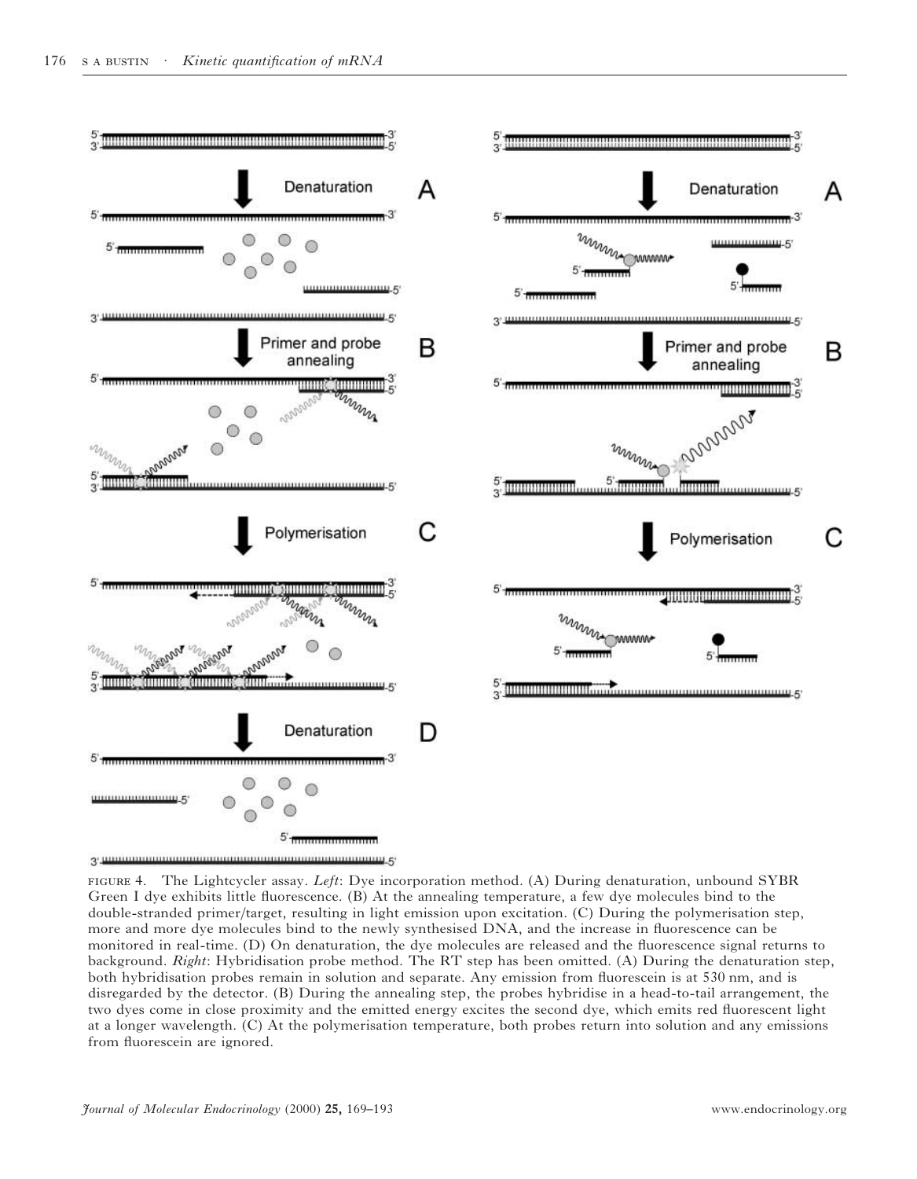FIGURE 4. The Lightcycler assay. *Left*: Dye incorporation method. (A) During denaturation, unbound SYBR Green I dye exhibits little fluorescence. (B) At the annealing temperature, a few dye molecules bind to the double-stranded primer/target, resulting in light emission upon excitation. (C) During the polymerisation step, more and more dye molecules bind to the newly synthesised DNA, and the increase in fluorescence can be monitored in real-time. (D) On denaturation, the dye molecules are released and the fluorescence signal returns to background. *Right*: Hybridisation probe method. The RT step has been omitted. (A) During the denaturation step, both hybridisation probes remain in solution and separate. Any emission from fluorescein is at 530 nm, and is disregarded by the detector. (B) During the annealing step, the probes hybridise in a head-to-tail arrangement, the two dyes come in close proximity and the emitted energy excites the second dye, which emits red fluorescent light at a longer wavelength. (C) At the polymerisation temperature, both probes return into solution and any emissions from fluorescein are ignored.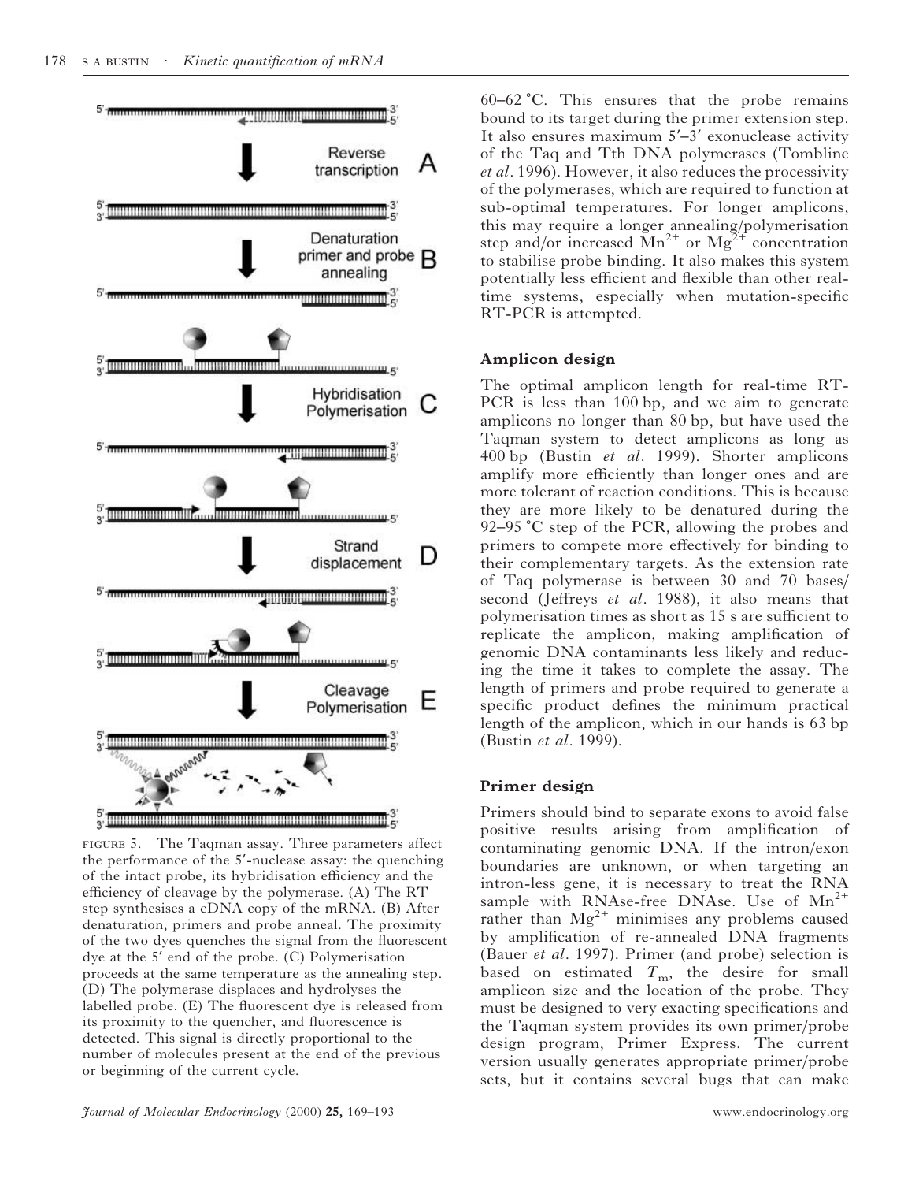FIGURE 5. The Taqman assay. Three parameters affect the performance of the 5′-nuclease assay: the quenching of the intact probe, its hybridisation efficiency and the efficiency of cleavage by the polymerase. (A) The RT step synthesises a cDNA copy of the mRNA. (B) After denaturation, primers and probe anneal. The proximity of the two dyes quenches the signal from the fluorescent dye at the 5′ end of the probe. (C) Polymerisation proceeds at the same temperature as the annealing step. (D) The polymerase displaces and hydrolyses the labelled probe. (E) The fluorescent dye is released from its proximity to the quencher, and fluorescence is detected. This signal is directly proportional to the number of molecules present at the end of the previous or beginning of the current cycle.

60–62 °C. This ensures that the probe remains bound to its target during the primer extension step. It also ensures maximum 5′–3′ exonuclease activity of the Taq and Tth DNA polymerases (Tombline *et al*. 1996). However, it also reduces the processivity of the polymerases, which are required to function at sub-optimal temperatures. For longer amplicons, this may require a longer annealing/polymerisation step and/or increased $Mn^{2+}$ or $Mg^{2+}$ concentration to stabilise probe binding. It also makes this system potentially less efficient and flexible than other real-time systems, especially when mutation-specific RT-PCR is attempted.

### Amplicon design

The optimal amplicon length for real-time RT-PCR is less than 100 bp, and we aim to generate amplicons no longer than 80 bp, but have used the Taqman system to detect amplicons as long as 400 bp (Bustin *et al*. 1999). Shorter amplicons amplify more efficiently than longer ones and are more tolerant of reaction conditions. This is because they are more likely to be denatured during the 92–95 °C step of the PCR, allowing the probes and primers to compete more effectively for binding to their complementary targets. As the extension rate of Taq polymerase is between 30 and 70 bases/second (Jeffreys *et al*. 1988), it also means that polymerisation times as short as 15 s are sufficient to replicate the amplicon, making amplification of genomic DNA contaminants less likely and reducing the time it takes to complete the assay. The length of primers and probe required to generate a specific product defines the minimum practical length of the amplicon, which in our hands is 63 bp (Bustin *et al*. 1999).

### Primer design

Primers should bind to separate exons to avoid false positive results arising from amplification of contaminating genomic DNA. If the intron/exon boundaries are unknown, or when targeting an intron-less gene, it is necessary to treat the RNA sample with RNAse-free DNAse. Use of $Mn^{2+}$ rather than $Mg^{2+}$ minimises any problems caused by amplification of re-annealed DNA fragments (Bauer *et al*. 1997). Primer (and probe) selection is based on estimated $T_m$, the desire for small amplicon size and the location of the probe. They must be designed to very exacting specifications and the Taqman system provides its own primer/probe design program, Primer Express. The current version usually generates appropriate primer/probe sets, but it contains several bugs that can make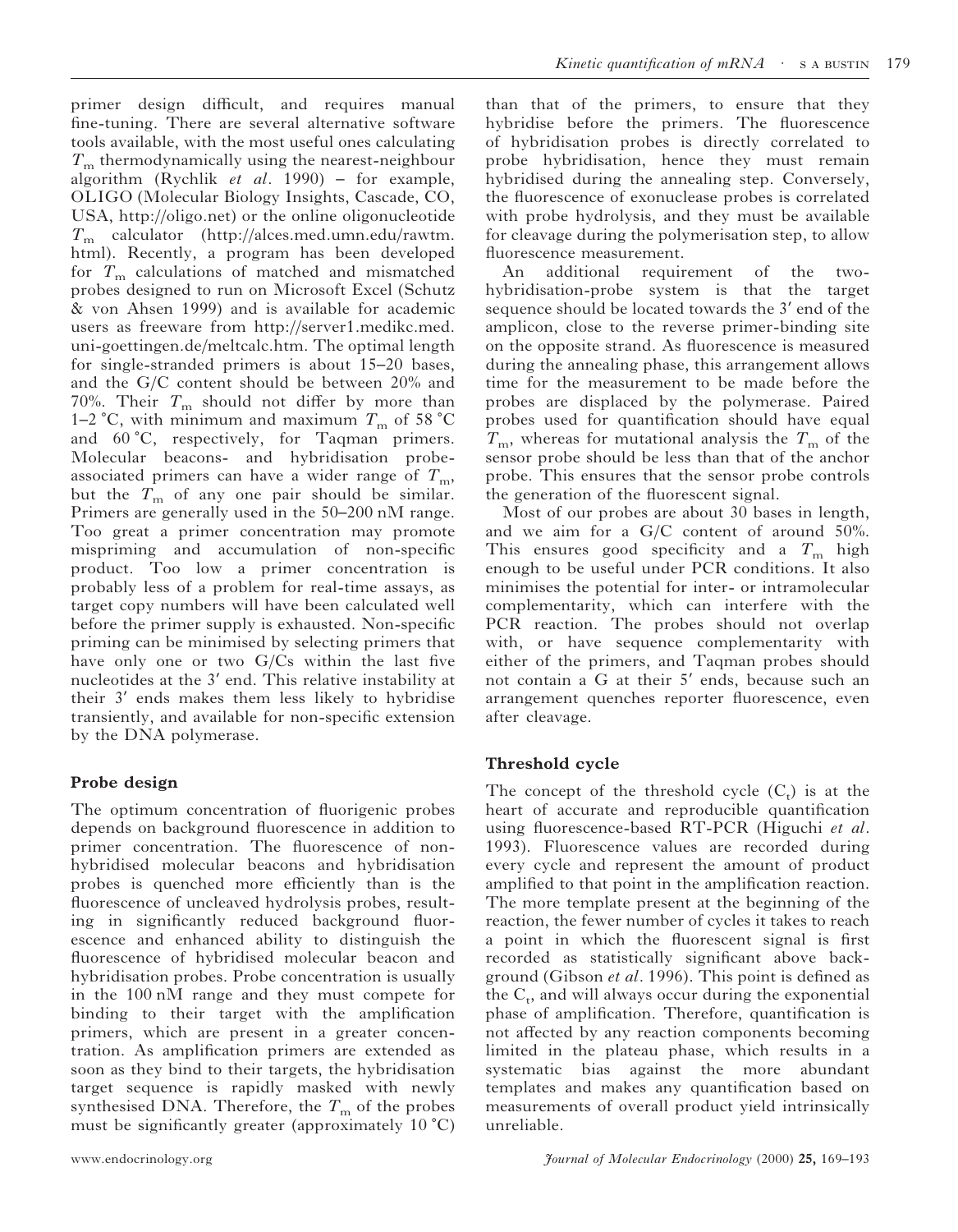primer design difficult, and requires manual fine-tuning. There are several alternative software tools available, with the most useful ones calculating $T_m$ thermodynamically using the nearest-neighbour algorithm (Rychlik *et al*. 1990) – for example, OLIGO (Molecular Biology Insights, Cascade, CO, USA, http://oligo.net) or the online oligonucleotide $T_m$ calculator (http://alces.med.umn.edu/rawtm.html). Recently, a program has been developed for $T_m$ calculations of matched and mismatched probes designed to run on Microsoft Excel (Schutz & von Ahsen 1999) and is available for academic users as freeware from http://server1.medikc.med.uni-goettingen.de/meltcalc.htm. The optimal length for single-stranded primers is about 15–20 bases, and the G/C content should be between 20% and 70%. Their $T_m$ should not differ by more than 1–2 °C, with minimum and maximum $T_m$ of 58 °C and 60 °C, respectively, for Taqman primers. Molecular beacons- and hybridisation probe-associated primers can have a wider range of $T_m$, but the $T_m$ of any one pair should be similar. Primers are generally used in the 50–200 nM range. Too great a primer concentration may promote mispriming and accumulation of non-specific product. Too low a primer concentration is probably less of a problem for real-time assays, as target copy numbers will have been calculated well before the primer supply is exhausted. Non-specific priming can be minimised by selecting primers that have only one or two G/Cs within the last five nucleotides at the 3′ end. This relative instability at their 3′ ends makes them less likely to hybridise transiently, and available for non-specific extension by the DNA polymerase.

## Probe design

The optimum concentration of fluorigenic probes depends on background fluorescence in addition to primer concentration. The fluorescence of non-hybridised molecular beacons and hybridisation probes is quenched more efficiently than is the fluorescence of uncleaved hydrolysis probes, resulting in significantly reduced background fluorescence and enhanced ability to distinguish the fluorescence of hybridised molecular beacon and hybridisation probes. Probe concentration is usually in the 100 nM range and they must compete for binding to their target with the amplification primers, which are present in a greater concentration. As amplification primers are extended as soon as they bind to their targets, the hybridisation target sequence is rapidly masked with newly synthesised DNA. Therefore, the $T_m$ of the probes must be significantly greater (approximately 10 °C) than that of the primers, to ensure that they hybridise before the primers. The fluorescence of hybridisation probes is directly correlated to probe hybridisation, hence they must remain hybridised during the annealing step. Conversely, the fluorescence of exonuclease probes is correlated with probe hydrolysis, and they must be available for cleavage during the polymerisation step, to allow fluorescence measurement.

An additional requirement of the two-hybridisation-probe system is that the target sequence should be located towards the 3′ end of the amplicon, close to the reverse primer-binding site on the opposite strand. As fluorescence is measured during the annealing phase, this arrangement allows time for the measurement to be made before the probes are displaced by the polymerase. Paired probes used for quantification should have equal $T_m$, whereas for mutational analysis the $T_m$ of the sensor probe should be less than that of the anchor probe. This ensures that the sensor probe controls the generation of the fluorescent signal.

Most of our probes are about 30 bases in length, and we aim for a G/C content of around 50%. This ensures good specificity and a $T_m$ high enough to be useful under PCR conditions. It also minimises the potential for inter- or intramolecular complementarity, which can interfere with the PCR reaction. The probes should not overlap with, or have sequence complementarity with either of the primers, and Taqman probes should not contain a G at their 5′ ends, because such an arrangement quenches reporter fluorescence, even after cleavage.

## Threshold cycle

The concept of the threshold cycle ($C_t$) is at the heart of accurate and reproducible quantification using fluorescence-based RT-PCR (Higuchi *et al*. 1993). Fluorescence values are recorded during every cycle and represent the amount of product amplified to that point in the amplification reaction. The more template present at the beginning of the reaction, the fewer number of cycles it takes to reach a point in which the fluorescent signal is first recorded as statistically significant above background (Gibson *et al*. 1996). This point is defined as the $C_t$, and will always occur during the exponential phase of amplification. Therefore, quantification is not affected by any reaction components becoming limited in the plateau phase, which results in a systematic bias against the more abundant templates and makes any quantification based on measurements of overall product yield intrinsically unreliable.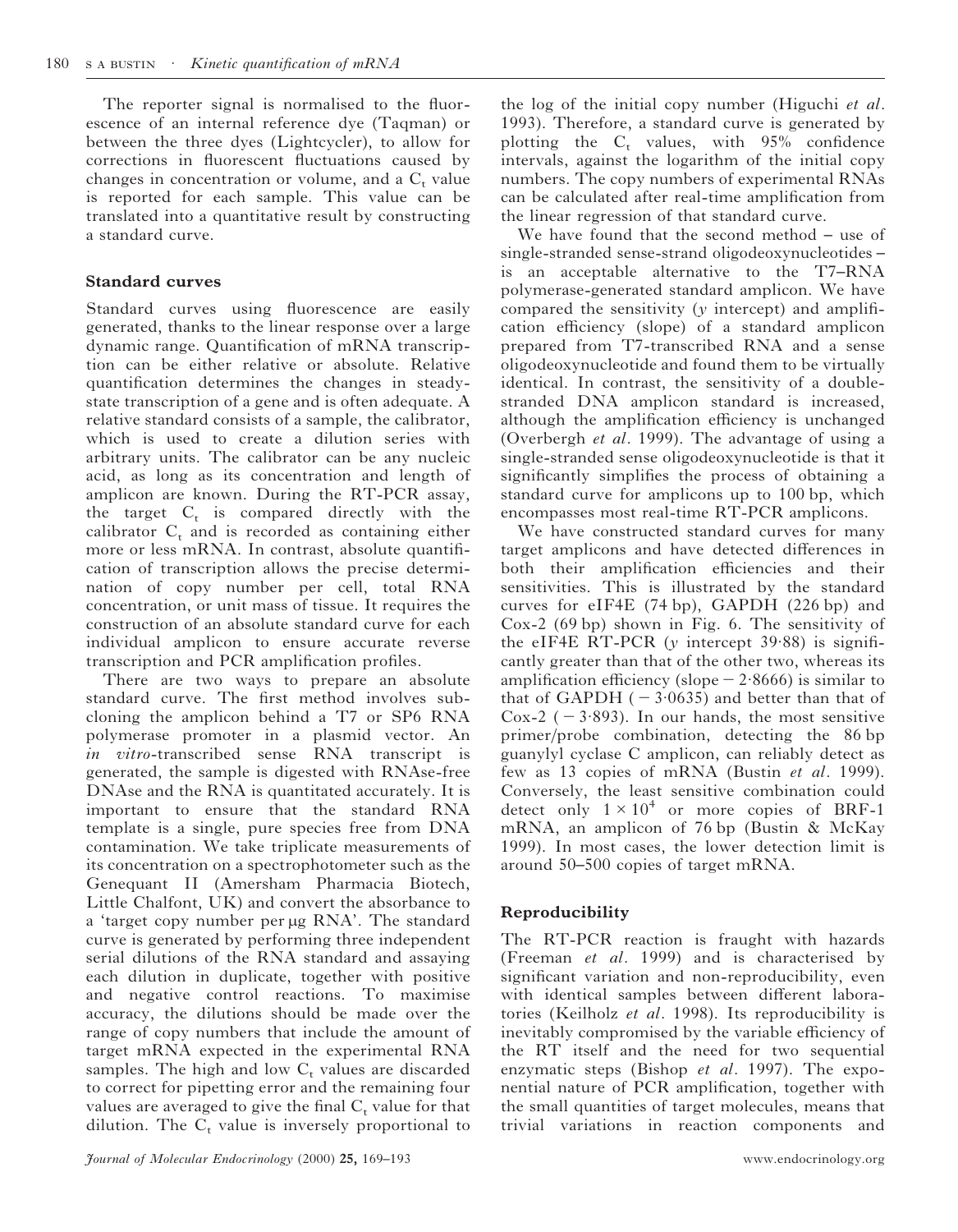The reporter signal is normalised to the fluorescence of an internal reference dye (Taqman) or between the three dyes (Lightcycler), to allow for corrections in fluorescent fluctuations caused by changes in concentration or volume, and a $C_t$ value is reported for each sample. This value can be translated into a quantitative result by constructing a standard curve.

### Standard curves

Standard curves using fluorescence are easily generated, thanks to the linear response over a large dynamic range. Quantification of mRNA transcription can be either relative or absolute. Relative quantification determines the changes in steady-state transcription of a gene and is often adequate. A relative standard consists of a sample, the calibrator, which is used to create a dilution series with arbitrary units. The calibrator can be any nucleic acid, as long as its concentration and length of amplicon are known. During the RT-PCR assay, the target $C_t$ is compared directly with the calibrator $C_t$ and is recorded as containing either more or less mRNA. In contrast, absolute quantification of transcription allows the precise determination of copy number per cell, total RNA concentration, or unit mass of tissue. It requires the construction of an absolute standard curve for each individual amplicon to ensure accurate reverse transcription and PCR amplification profiles.

There are two ways to prepare an absolute standard curve. The first method involves subcloning the amplicon behind a T7 or SP6 RNA polymerase promoter in a plasmid vector. An *in vitro*-transcribed sense RNA transcript is generated, the sample is digested with RNAse-free DNAse and the RNA is quantitated accurately. It is important to ensure that the standard RNA template is a single, pure species free from DNA contamination. We take triplicate measurements of its concentration on a spectrophotometer such as the Genequant II (Amersham Pharmacia Biotech, Little Chalfont, UK) and convert the absorbance to a 'target copy number per μg RNA'. The standard curve is generated by performing three independent serial dilutions of the RNA standard and assaying each dilution in duplicate, together with positive and negative control reactions. To maximise accuracy, the dilutions should be made over the range of copy numbers that include the amount of target mRNA expected in the experimental RNA samples. The high and low $C_t$ values are discarded to correct for pipetting error and the remaining four values are averaged to give the final $C_t$ value for that dilution. The $C_t$ value is inversely proportional to the log of the initial copy number (Higuchi *et al*. 1993). Therefore, a standard curve is generated by plotting the $C_t$ values, with 95% confidence intervals, against the logarithm of the initial copy numbers. The copy numbers of experimental RNAs can be calculated after real-time amplification from the linear regression of that standard curve.

We have found that the second method – use of single-stranded sense-strand oligodeoxynucleotides – is an acceptable alternative to the T7–RNA polymerase-generated standard amplicon. We have compared the sensitivity (*y* intercept) and amplification efficiency (slope) of a standard amplicon prepared from T7-transcribed RNA and a sense oligodeoxynucleotide and found them to be virtually identical. In contrast, the sensitivity of a double-stranded DNA amplicon standard is increased, although the amplification efficiency is unchanged (Overbergh *et al*. 1999). The advantage of using a single-stranded sense oligodeoxynucleotide is that it significantly simplifies the process of obtaining a standard curve for amplicons up to 100 bp, which encompasses most real-time RT-PCR amplicons.

We have constructed standard curves for many target amplicons and have detected differences in both their amplification efficiencies and their sensitivities. This is illustrated by the standard curves for eIF4E (74 bp), GAPDH (226 bp) and Cox-2 (69 bp) shown in Fig. 6. The sensitivity of the eIF4E RT-PCR (*y* intercept 39·88) is significantly greater than that of the other two, whereas its amplification efficiency (slope −2·8666) is similar to that of GAPDH (−3·0635) and better than that of Cox-2 (−3·893). In our hands, the most sensitive primer/probe combination, detecting the 86 bp guanylyl cyclase C amplicon, can reliably detect as few as 13 copies of mRNA (Bustin *et al*. 1999). Conversely, the least sensitive combination could detect only $1 \times 10^4$ or more copies of BRF-1 mRNA, an amplicon of 76 bp (Bustin & McKay 1999). In most cases, the lower detection limit is around 50–500 copies of target mRNA.

### Reproducibility

The RT-PCR reaction is fraught with hazards (Freeman *et al*. 1999) and is characterised by significant variation and non-reproducibility, even with identical samples between different laboratories (Keilholz *et al*. 1998). Its reproducibility is inevitably compromised by the variable efficiency of the RT itself and the need for two sequential enzymatic steps (Bishop *et al*. 1997). The exponential nature of PCR amplification, together with the small quantities of target molecules, means that trivial variations in reaction components and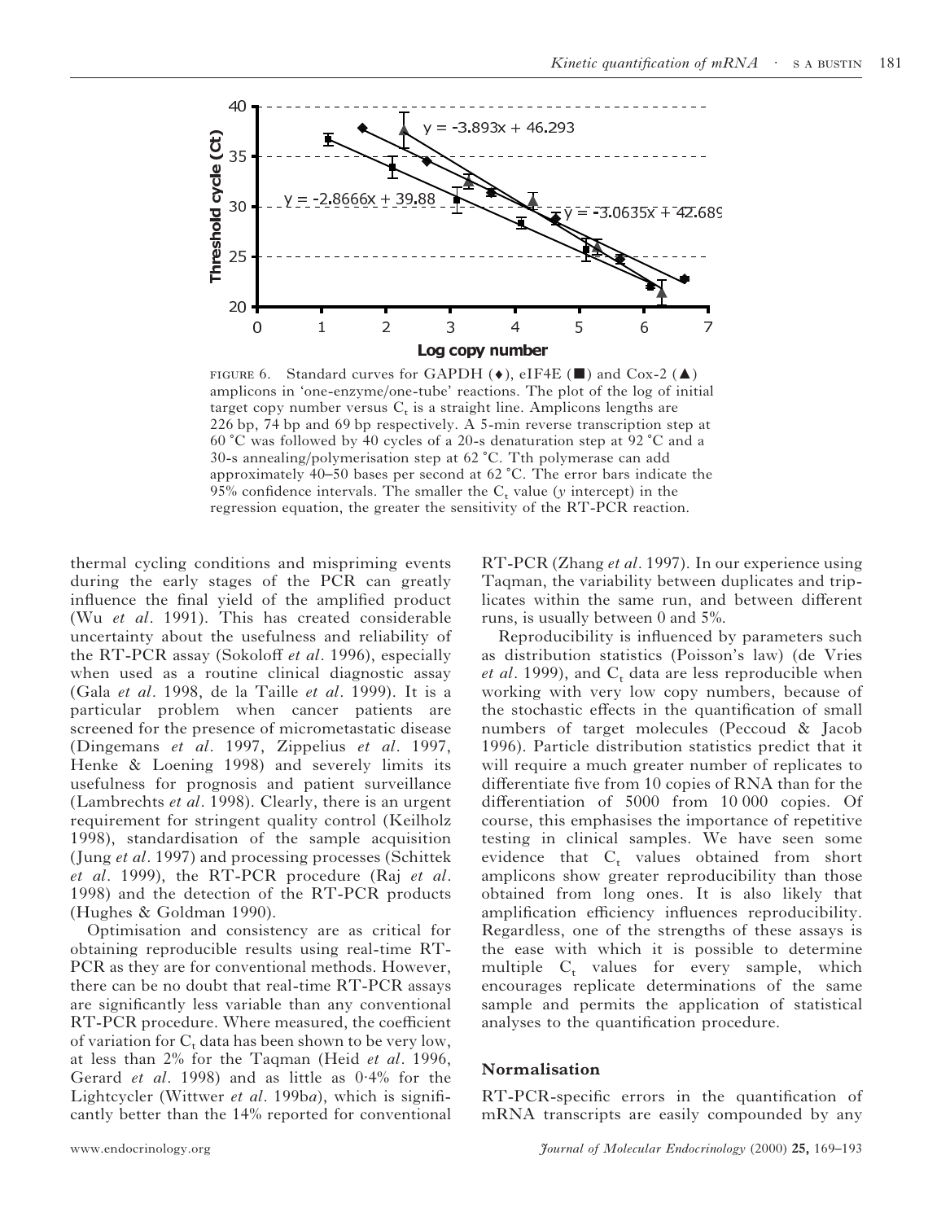FIGURE 6. Standard curves for GAPDH (♦), eIF4E (■) and Cox-2 (▲) amplicons in 'one-enzyme/one-tube' reactions. The plot of the log of initial target copy number versus $C_t$ is a straight line. Amplicons lengths are 226 bp, 74 bp and 69 bp respectively. A 5-min reverse transcription step at 60 °C was followed by 40 cycles of a 20-s denaturation step at 92 °C and a 30-s annealing/polymerisation step at 62 °C. Tth polymerase can add approximately 40–50 bases per second at 62 °C. The error bars indicate the 95% confidence intervals. The smaller the $C_t$ value (*y* intercept) in the regression equation, the greater the sensitivity of the RT-PCR reaction.

thermal cycling conditions and mispriming events during the early stages of the PCR can greatly influence the final yield of the amplified product (Wu *et al*. 1991). This has created considerable uncertainty about the usefulness and reliability of the RT-PCR assay (Sokoloff *et al*. 1996), especially when used as a routine clinical diagnostic assay (Gala *et al*. 1998, de la Taille *et al*. 1999). It is a particular problem when cancer patients are screened for the presence of micrometastatic disease (Dingemans *et al*. 1997, Zippelius *et al*. 1997, Henke & Loening 1998) and severely limits its usefulness for prognosis and patient surveillance (Lambrechts *et al*. 1998). Clearly, there is an urgent requirement for stringent quality control (Keilholz 1998), standardisation of the sample acquisition (Jung *et al*. 1997) and processing processes (Schittek *et al*. 1999), the RT-PCR procedure (Raj *et al*. 1998) and the detection of the RT-PCR products (Hughes & Goldman 1990).

Optimisation and consistency are as critical for obtaining reproducible results using real-time RT-PCR as they are for conventional methods. However, there can be no doubt that real-time RT-PCR assays are significantly less variable than any conventional RT-PCR procedure. Where measured, the coefficient of variation for $C_t$ data has been shown to be very low, at less than 2% for the Taqman (Heid *et al*. 1996, Gerard *et al*. 1998) and as little as 0·4% for the Lightcycler (Wittwer *et al*. 199b*a*), which is significantly better than the 14% reported for conventional RT-PCR (Zhang *et al*. 1997). In our experience using Taqman, the variability between duplicates and triplicates within the same run, and between different runs, is usually between 0 and 5%.

Reproducibility is influenced by parameters such as distribution statistics (Poisson's law) (de Vries *et al*. 1999), and $C_t$ data are less reproducible when working with very low copy numbers, because of the stochastic effects in the quantification of small numbers of target molecules (Peccoud & Jacob 1996). Particle distribution statistics predict that it will require a much greater number of replicates to differentiate five from 10 copies of RNA than for the differentiation of 5000 from 10 000 copies. Of course, this emphasises the importance of repetitive testing in clinical samples. We have seen some evidence that $C_t$ values obtained from short amplicons show greater reproducibility than those obtained from long ones. It is also likely that amplification efficiency influences reproducibility. Regardless, one of the strengths of these assays is the ease with which it is possible to determine multiple $C_t$ values for every sample, which encourages replicate determinations of the same sample and permits the application of statistical analyses to the quantification procedure.

### Normalisation

RT-PCR-specific errors in the quantification of mRNA transcripts are easily compounded by any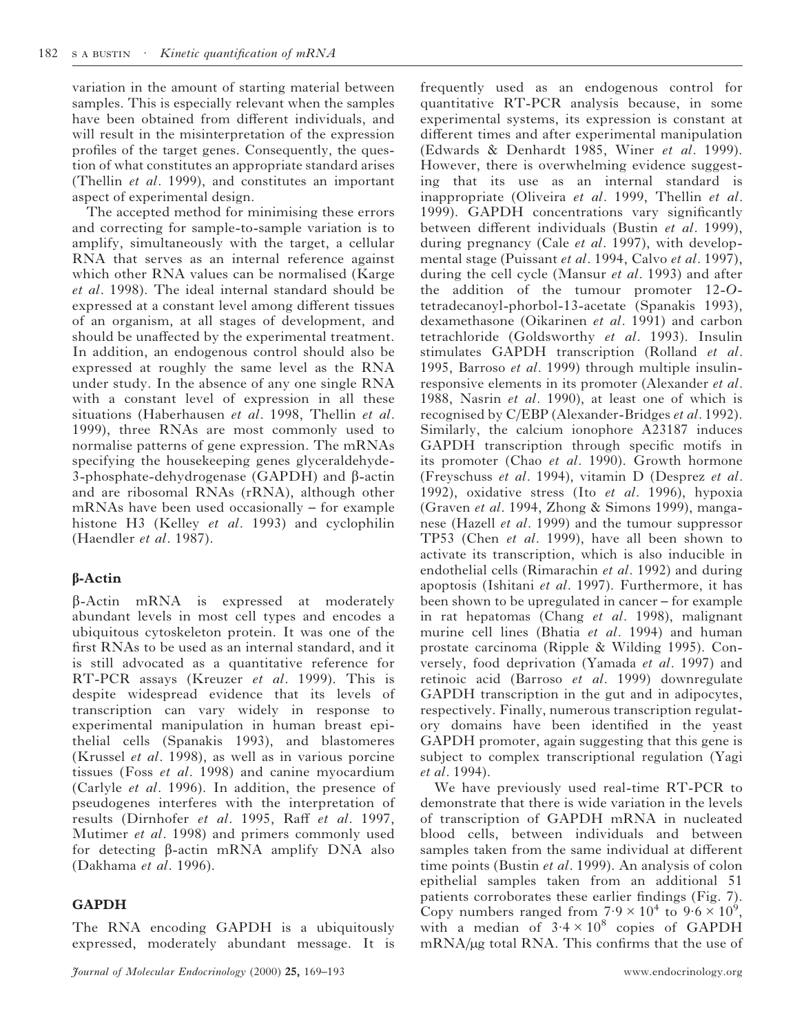variation in the amount of starting material between samples. This is especially relevant when the samples have been obtained from different individuals, and will result in the misinterpretation of the expression profiles of the target genes. Consequently, the question of what constitutes an appropriate standard arises (Thellin *et al*. 1999), and constitutes an important aspect of experimental design.

The accepted method for minimising these errors and correcting for sample-to-sample variation is to amplify, simultaneously with the target, a cellular RNA that serves as an internal reference against which other RNA values can be normalised (Karge *et al*. 1998). The ideal internal standard should be expressed at a constant level among different tissues of an organism, at all stages of development, and should be unaffected by the experimental treatment. In addition, an endogenous control should also be expressed at roughly the same level as the RNA under study. In the absence of any one single RNA with a constant level of expression in all these situations (Haberhausen *et al*. 1998, Thellin *et al*. 1999), three RNAs are most commonly used to normalise patterns of gene expression. The mRNAs specifying the housekeeping genes glyceraldehyde-3-phosphate-dehydrogenase (GAPDH) and β-actin and are ribosomal RNAs (rRNA), although other mRNAs have been used occasionally – for example histone H3 (Kelley *et al*. 1993) and cyclophilin (Haendler *et al*. 1987).

## β-Actin

β-Actin mRNA is expressed at moderately abundant levels in most cell types and encodes a ubiquitous cytoskeleton protein. It was one of the first RNAs to be used as an internal standard, and it is still advocated as a quantitative reference for RT-PCR assays (Kreuzer *et al*. 1999). This is despite widespread evidence that its levels of transcription can vary widely in response to experimental manipulation in human breast epithelial cells (Spanakis 1993), and blastomeres (Krussel *et al*. 1998), as well as in various porcine tissues (Foss *et al*. 1998) and canine myocardium (Carlyle *et al*. 1996). In addition, the presence of pseudogenes interferes with the interpretation of results (Dirnhofer *et al*. 1995, Raff *et al*. 1997, Mutimer *et al*. 1998) and primers commonly used for detecting β-actin mRNA amplify DNA also (Dakhama *et al*. 1996).

## GAPDH

The RNA encoding GAPDH is a ubiquitously expressed, moderately abundant message. It is frequently used as an endogenous control for quantitative RT-PCR analysis because, in some experimental systems, its expression is constant at different times and after experimental manipulation (Edwards & Denhardt 1985, Winer *et al*. 1999). However, there is overwhelming evidence suggesting that its use as an internal standard is inappropriate (Oliveira *et al*. 1999, Thellin *et al*. 1999). GAPDH concentrations vary significantly between different individuals (Bustin *et al*. 1999), during pregnancy (Cale *et al*. 1997), with developmental stage (Puissant *et al*. 1994, Calvo *et al*. 1997), during the cell cycle (Mansur *et al*. 1993) and after the addition of the tumour promoter 12-*O*-tetradecanoyl-phorbol-13-acetate (Spanakis 1993), dexamethasone (Oikarinen *et al*. 1991) and carbon tetrachloride (Goldsworthy *et al*. 1993). Insulin stimulates GAPDH transcription (Rolland *et al*. 1995, Barroso *et al*. 1999) through multiple insulin-responsive elements in its promoter (Alexander *et al*. 1988, Nasrin *et al*. 1990), at least one of which is recognised by C/EBP (Alexander-Bridges *et al*. 1992). Similarly, the calcium ionophore A23187 induces GAPDH transcription through specific motifs in its promoter (Chao *et al*. 1990). Growth hormone (Freyschuss *et al*. 1994), vitamin D (Desprez *et al*. 1992), oxidative stress (Ito *et al*. 1996), hypoxia (Graven *et al*. 1994, Zhong & Simons 1999), manganese (Hazell *et al*. 1999) and the tumour suppressor TP53 (Chen *et al*. 1999), have all been shown to activate its transcription, which is also inducible in endothelial cells (Rimarachin *et al*. 1992) and during apoptosis (Ishitani *et al*. 1997). Furthermore, it has been shown to be upregulated in cancer – for example in rat hepatomas (Chang *et al*. 1998), malignant murine cell lines (Bhatia *et al*. 1994) and human prostate carcinoma (Ripple & Wilding 1995). Conversely, food deprivation (Yamada *et al*. 1997) and retinoic acid (Barroso *et al*. 1999) downregulate GAPDH transcription in the gut and in adipocytes, respectively. Finally, numerous transcription regulatory domains have been identified in the yeast GAPDH promoter, again suggesting that this gene is subject to complex transcriptional regulation (Yagi *et al*. 1994).

We have previously used real-time RT-PCR to demonstrate that there is wide variation in the levels of transcription of GAPDH mRNA in nucleated blood cells, between individuals and between samples taken from the same individual at different time points (Bustin *et al*. 1999). An analysis of colon epithelial samples taken from an additional 51 patients corroborates these earlier findings (Fig. 7). Copy numbers ranged from $7{\cdot}9 \times 10^4$ to $9{\cdot}6 \times 10^9$, with a median of $3{\cdot}4 \times 10^8$ copies of GAPDH mRNA/μg total RNA. This confirms that the use of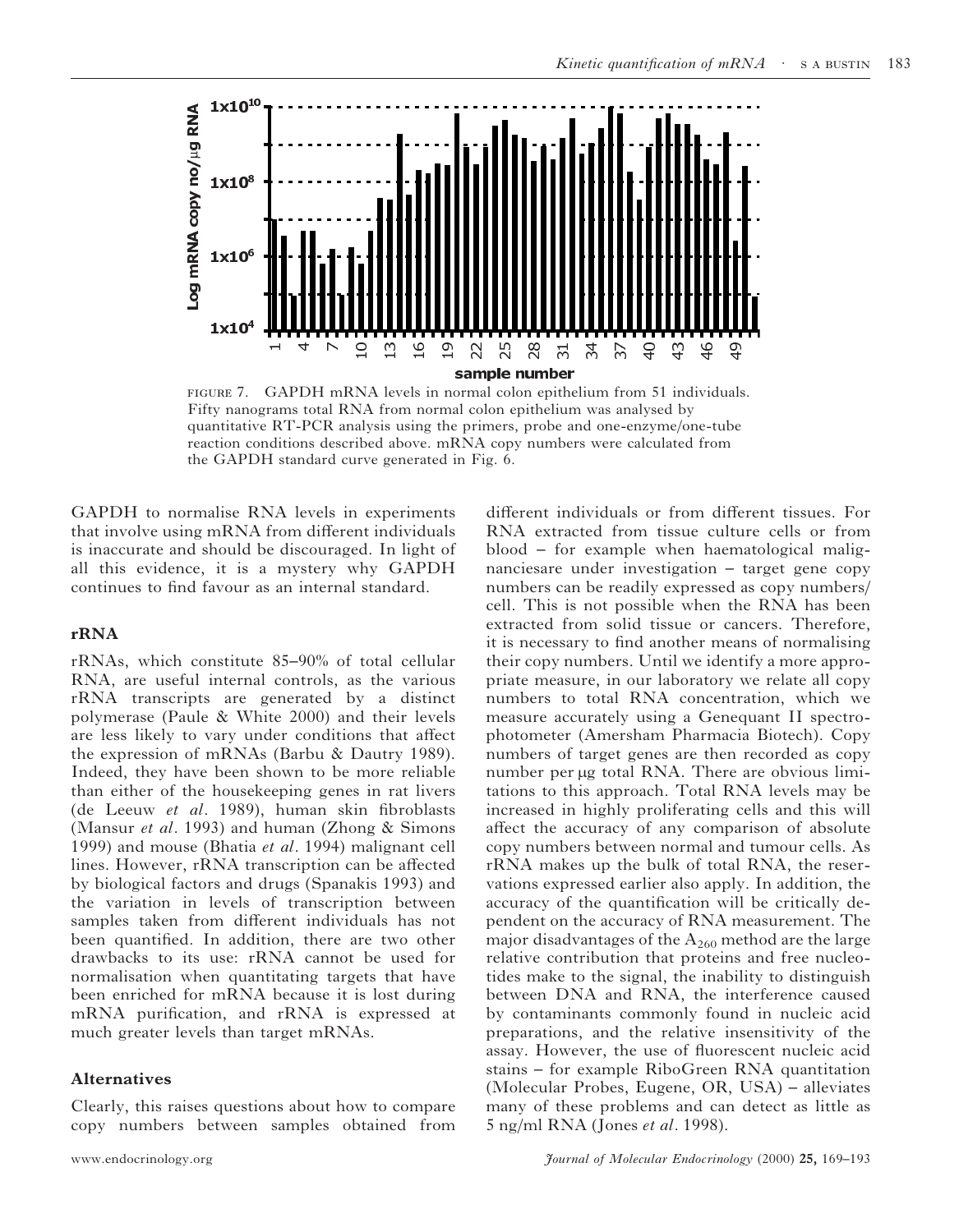FIGURE 7. GAPDH mRNA levels in normal colon epithelium from 51 individuals. Fifty nanograms total RNA from normal colon epithelium was analysed by quantitative RT-PCR analysis using the primers, probe and one-enzyme/one-tube reaction conditions described above. mRNA copy numbers were calculated from the GAPDH standard curve generated in Fig. 6.

GAPDH to normalise RNA levels in experiments that involve using mRNA from different individuals is inaccurate and should be discouraged. In light of all this evidence, it is a mystery why GAPDH continues to find favour as an internal standard.

### rRNA

rRNAs, which constitute 85–90% of total cellular RNA, are useful internal controls, as the various rRNA transcripts are generated by a distinct polymerase (Paule & White 2000) and their levels are less likely to vary under conditions that affect the expression of mRNAs (Barbu & Dautry 1989). Indeed, they have been shown to be more reliable than either of the housekeeping genes in rat livers (de Leeuw *et al*. 1989), human skin fibroblasts (Mansur *et al*. 1993) and human (Zhong & Simons 1999) and mouse (Bhatia *et al*. 1994) malignant cell lines. However, rRNA transcription can be affected by biological factors and drugs (Spanakis 1993) and the variation in levels of transcription between samples taken from different individuals has not been quantified. In addition, there are two other drawbacks to its use: rRNA cannot be used for normalisation when quantitating targets that have been enriched for mRNA because it is lost during mRNA purification, and rRNA is expressed at much greater levels than target mRNAs.

### Alternatives

Clearly, this raises questions about how to compare copy numbers between samples obtained from different individuals or from different tissues. For RNA extracted from tissue culture cells or from blood – for example when haematological malignanciesare under investigation – target gene copy numbers can be readily expressed as copy numbers/cell. This is not possible when the RNA has been extracted from solid tissue or cancers. Therefore, it is necessary to find another means of normalising their copy numbers. Until we identify a more appropriate measure, in our laboratory we relate all copy numbers to total RNA concentration, which we measure accurately using a Genequant II spectrophotometer (Amersham Pharmacia Biotech). Copy numbers of target genes are then recorded as copy number per µg total RNA. There are obvious limitations to this approach. Total RNA levels may be increased in highly proliferating cells and this will affect the accuracy of any comparison of absolute copy numbers between normal and tumour cells. As rRNA makes up the bulk of total RNA, the reservations expressed earlier also apply. In addition, the accuracy of the quantification will be critically dependent on the accuracy of RNA measurement. The major disadvantages of the $A_{260}$ method are the large relative contribution that proteins and free nucleotides make to the signal, the inability to distinguish between DNA and RNA, the interference caused by contaminants commonly found in nucleic acid preparations, and the relative insensitivity of the assay. However, the use of fluorescent nucleic acid stains – for example RiboGreen RNA quantitation (Molecular Probes, Eugene, OR, USA) – alleviates many of these problems and can detect as little as 5 ng/ml RNA (Jones *et al*. 1998).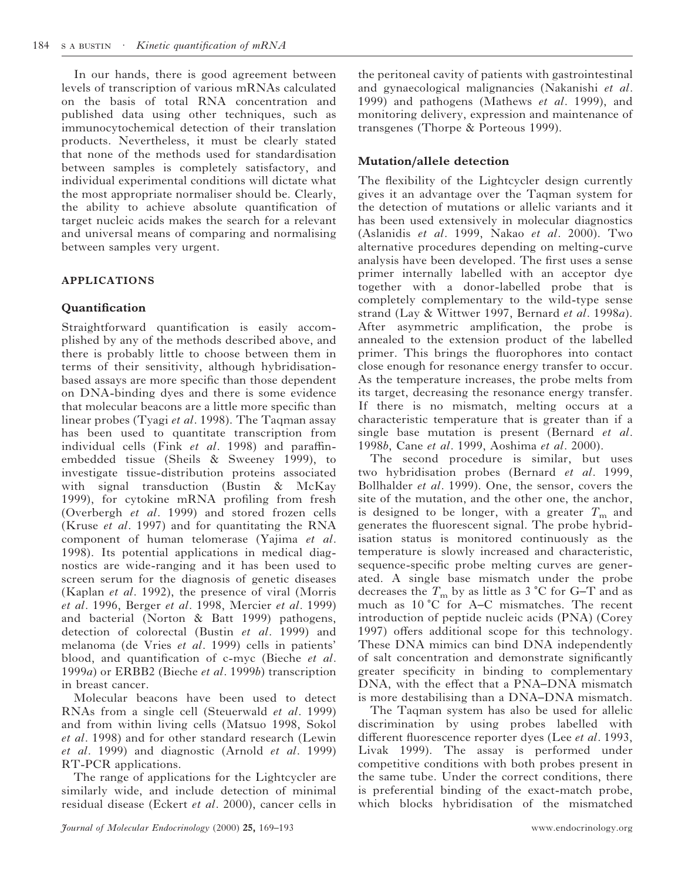In our hands, there is good agreement between levels of transcription of various mRNAs calculated on the basis of total RNA concentration and published data using other techniques, such as immunocytochemical detection of their translation products. Nevertheless, it must be clearly stated that none of the methods used for standardisation between samples is completely satisfactory, and individual experimental conditions will dictate what the most appropriate normaliser should be. Clearly, the ability to achieve absolute quantification of target nucleic acids makes the search for a relevant and universal means of comparing and normalising between samples very urgent.

## APPLICATIONS

### Quantification

Straightforward quantification is easily accomplished by any of the methods described above, and there is probably little to choose between them in terms of their sensitivity, although hybridisation-based assays are more specific than those dependent on DNA-binding dyes and there is some evidence that molecular beacons are a little more specific than linear probes (Tyagi *et al*. 1998). The Taqman assay has been used to quantitate transcription from individual cells (Fink *et al*. 1998) and paraffin-embedded tissue (Sheils & Sweeney 1999), to investigate tissue-distribution proteins associated with signal transduction (Bustin & McKay 1999), for cytokine mRNA profiling from fresh (Overbergh *et al*. 1999) and stored frozen cells (Kruse *et al*. 1997) and for quantitating the RNA component of human telomerase (Yajima *et al*. 1998). Its potential applications in medical diagnostics are wide-ranging and it has been used to screen serum for the diagnosis of genetic diseases (Kaplan *et al*. 1992), the presence of viral (Morris *et al*. 1996, Berger *et al*. 1998, Mercier *et al*. 1999) and bacterial (Norton & Batt 1999) pathogens, detection of colorectal (Bustin *et al*. 1999) and melanoma (de Vries *et al*. 1999) cells in patients' blood, and quantification of c-myc (Bieche *et al*. 1999*a*) or ERBB2 (Bieche *et al*. 1999*b*) transcription in breast cancer.

Molecular beacons have been used to detect RNAs from a single cell (Steuerwald *et al*. 1999) and from within living cells (Matsuo 1998, Sokol *et al*. 1998) and for other standard research (Lewin *et al*. 1999) and diagnostic (Arnold *et al*. 1999) RT-PCR applications.

The range of applications for the Lightcycler are similarly wide, and include detection of minimal residual disease (Eckert *et al*. 2000), cancer cells in the peritoneal cavity of patients with gastrointestinal and gynaecological malignancies (Nakanishi *et al*. 1999) and pathogens (Mathews *et al*. 1999), and monitoring delivery, expression and maintenance of transgenes (Thorpe & Porteous 1999).

### Mutation/allele detection

The flexibility of the Lightcycler design currently gives it an advantage over the Taqman system for the detection of mutations or allelic variants and it has been used extensively in molecular diagnostics (Aslanidis *et al*. 1999, Nakao *et al*. 2000). Two alternative procedures depending on melting-curve analysis have been developed. The first uses a sense primer internally labelled with an acceptor dye together with a donor-labelled probe that is completely complementary to the wild-type sense strand (Lay & Wittwer 1997, Bernard *et al*. 1998*a*). After asymmetric amplification, the probe is annealed to the extension product of the labelled primer. This brings the fluorophores into contact close enough for resonance energy transfer to occur. As the temperature increases, the probe melts from its target, decreasing the resonance energy transfer. If there is no mismatch, melting occurs at a characteristic temperature that is greater than if a single base mutation is present (Bernard *et al*. 1998*b*, Cane *et al*. 1999, Aoshima *et al*. 2000).

The second procedure is similar, but uses two hybridisation probes (Bernard *et al*. 1999, Bollhalder *et al*. 1999). One, the sensor, covers the site of the mutation, and the other one, the anchor, is designed to be longer, with a greater $T_m$ and generates the fluorescent signal. The probe hybridisation status is monitored continuously as the temperature is slowly increased and characteristic, sequence-specific probe melting curves are generated. A single base mismatch under the probe decreases the $T_m$ by as little as 3 °C for G–T and as much as 10 °C for A–C mismatches. The recent introduction of peptide nucleic acids (PNA) (Corey 1997) offers additional scope for this technology. These DNA mimics can bind DNA independently of salt concentration and demonstrate significantly greater specificity in binding to complementary DNA, with the effect that a PNA–DNA mismatch is more destabilising than a DNA–DNA mismatch.

The Taqman system has also be used for allelic discrimination by using probes labelled with different fluorescence reporter dyes (Lee *et al*. 1993, Livak 1999). The assay is performed under competitive conditions with both probes present in the same tube. Under the correct conditions, there is preferential binding of the exact-match probe, which blocks hybridisation of the mismatched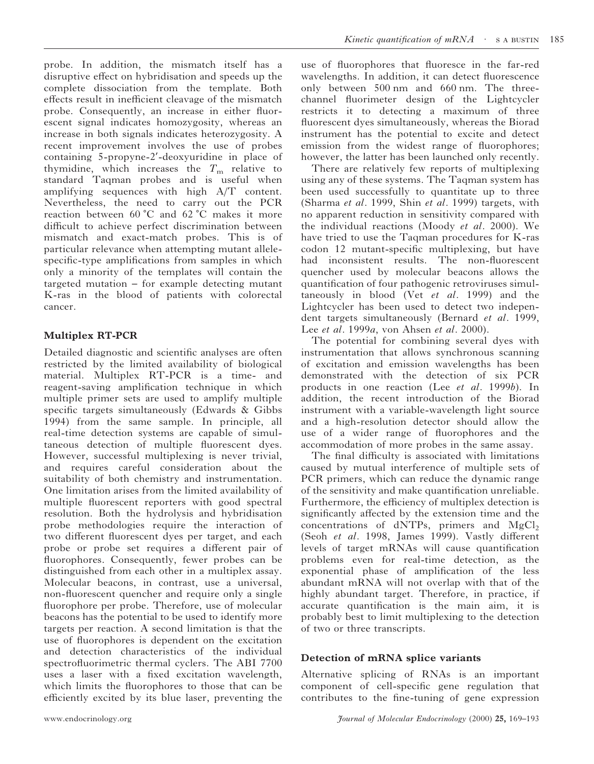probe. In addition, the mismatch itself has a disruptive effect on hybridisation and speeds up the complete dissociation from the template. Both effects result in inefficient cleavage of the mismatch probe. Consequently, an increase in either fluorescent signal indicates homozygosity, whereas an increase in both signals indicates heterozygosity. A recent improvement involves the use of probes containing 5-propyne-2′-deoxyuridine in place of thymidine, which increases the $T_m$ relative to standard Taqman probes and is useful when amplifying sequences with high A/T content. Nevertheless, the need to carry out the PCR reaction between 60 °C and 62 °C makes it more difficult to achieve perfect discrimination between mismatch and exact-match probes. This is of particular relevance when attempting mutant allele-specific-type amplifications from samples in which only a minority of the templates will contain the targeted mutation – for example detecting mutant K-ras in the blood of patients with colorectal cancer.

## Multiplex RT-PCR

Detailed diagnostic and scientific analyses are often restricted by the limited availability of biological material. Multiplex RT-PCR is a time- and reagent-saving amplification technique in which multiple primer sets are used to amplify multiple specific targets simultaneously (Edwards & Gibbs 1994) from the same sample. In principle, all real-time detection systems are capable of simultaneous detection of multiple fluorescent dyes. However, successful multiplexing is never trivial, and requires careful consideration about the suitability of both chemistry and instrumentation. One limitation arises from the limited availability of multiple fluorescent reporters with good spectral resolution. Both the hydrolysis and hybridisation probe methodologies require the interaction of two different fluorescent dyes per target, and each probe or probe set requires a different pair of fluorophores. Consequently, fewer probes can be distinguished from each other in a multiplex assay. Molecular beacons, in contrast, use a universal, non-fluorescent quencher and require only a single fluorophore per probe. Therefore, use of molecular beacons has the potential to be used to identify more targets per reaction. A second limitation is that the use of fluorophores is dependent on the excitation and detection characteristics of the individual spectrofluorimetric thermal cyclers. The ABI 7700 uses a laser with a fixed excitation wavelength, which limits the fluorophores to those that can be efficiently excited by its blue laser, preventing the use of fluorophores that fluoresce in the far-red wavelengths. In addition, it can detect fluorescence only between 500 nm and 660 nm. The three-channel fluorimeter design of the Lightcycler restricts it to detecting a maximum of three fluorescent dyes simultaneously, whereas the Biorad instrument has the potential to excite and detect emission from the widest range of fluorophores; however, the latter has been launched only recently.

There are relatively few reports of multiplexing using any of these systems. The Taqman system has been used successfully to quantitate up to three (Sharma *et al*. 1999, Shin *et al*. 1999) targets, with no apparent reduction in sensitivity compared with the individual reactions (Moody *et al*. 2000). We have tried to use the Taqman procedures for K-ras codon 12 mutant-specific multiplexing, but have had inconsistent results. The non-fluorescent quencher used by molecular beacons allows the quantification of four pathogenic retroviruses simultaneously in blood (Vet *et al*. 1999) and the Lightcycler has been used to detect two independent targets simultaneously (Bernard *et al*. 1999, Lee *et al*. 1999*a*, von Ahsen *et al*. 2000).

The potential for combining several dyes with instrumentation that allows synchronous scanning of excitation and emission wavelengths has been demonstrated with the detection of six PCR products in one reaction (Lee *et al*. 1999*b*). In addition, the recent introduction of the Biorad instrument with a variable-wavelength light source and a high-resolution detector should allow the use of a wider range of fluorophores and the accommodation of more probes in the same assay.

The final difficulty is associated with limitations caused by mutual interference of multiple sets of PCR primers, which can reduce the dynamic range of the sensitivity and make quantification unreliable. Furthermore, the efficiency of multiplex detection is significantly affected by the extension time and the concentrations of dNTPs, primers and $MgCl_2$ (Seoh *et al*. 1998, James 1999). Vastly different levels of target mRNAs will cause quantification problems even for real-time detection, as the exponential phase of amplification of the less abundant mRNA will not overlap with that of the highly abundant target. Therefore, in practice, if accurate quantification is the main aim, it is probably best to limit multiplexing to the detection of two or three transcripts.

## Detection of mRNA splice variants

Alternative splicing of RNAs is an important component of cell-specific gene regulation that contributes to the fine-tuning of gene expression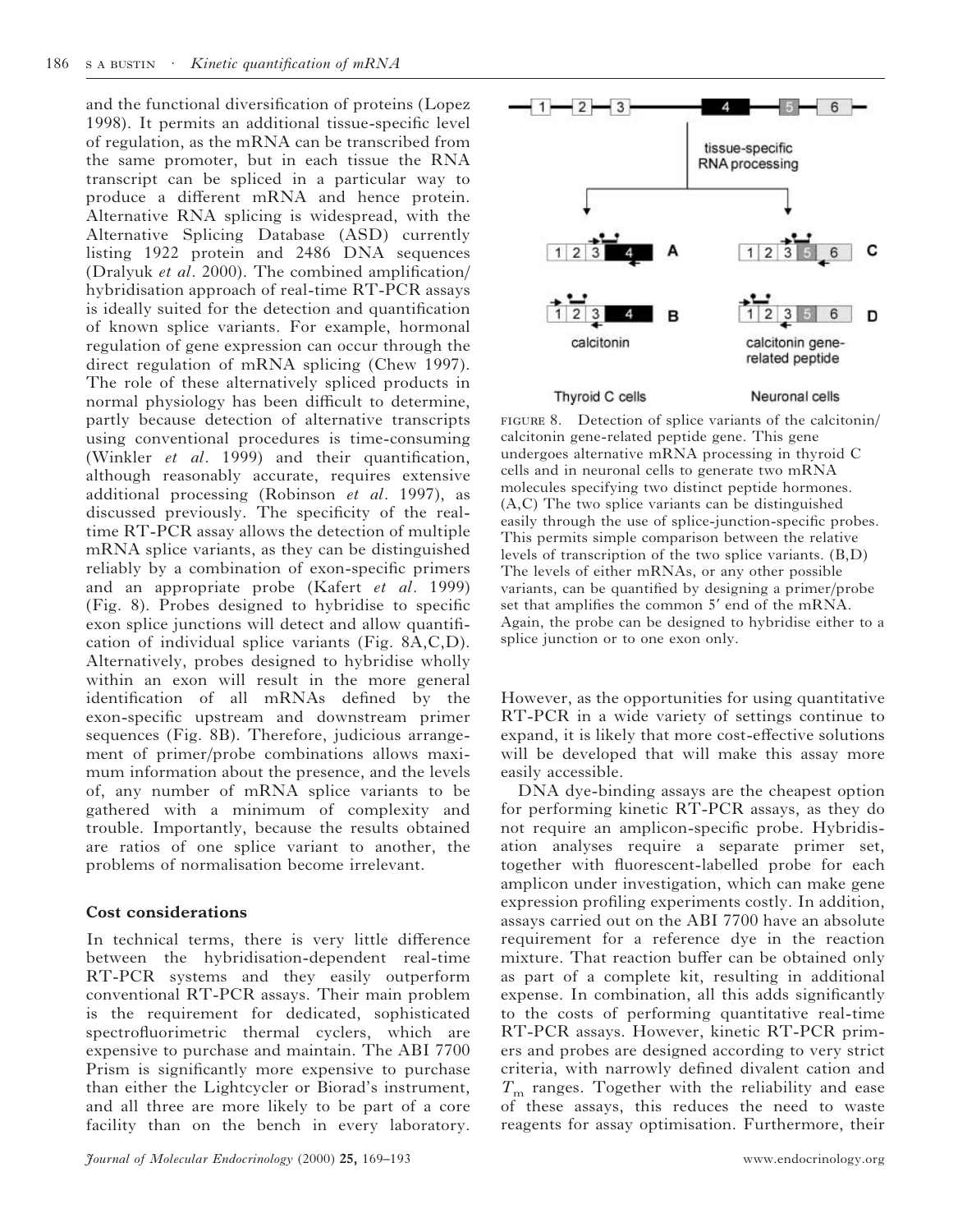and the functional diversification of proteins (Lopez 1998). It permits an additional tissue-specific level of regulation, as the mRNA can be transcribed from the same promoter, but in each tissue the RNA transcript can be spliced in a particular way to produce a different mRNA and hence protein. Alternative RNA splicing is widespread, with the Alternative Splicing Database (ASD) currently listing 1922 protein and 2486 DNA sequences (Dralyuk *et al*. 2000). The combined amplification/hybridisation approach of real-time RT-PCR assays is ideally suited for the detection and quantification of known splice variants. For example, hormonal regulation of gene expression can occur through the direct regulation of mRNA splicing (Chew 1997). The role of these alternatively spliced products in normal physiology has been difficult to determine, partly because detection of alternative transcripts using conventional procedures is time-consuming (Winkler *et al*. 1999) and their quantification, although reasonably accurate, requires extensive additional processing (Robinson *et al*. 1997), as discussed previously. The specificity of the real-time RT-PCR assay allows the detection of multiple mRNA splice variants, as they can be distinguished reliably by a combination of exon-specific primers and an appropriate probe (Kafert *et al*. 1999) (Fig. 8). Probes designed to hybridise to specific exon splice junctions will detect and allow quantification of individual splice variants (Fig. 8A,C,D). Alternatively, probes designed to hybridise wholly within an exon will result in the more general identification of all mRNAs defined by the exon-specific upstream and downstream primer sequences (Fig. 8B). Therefore, judicious arrangement of primer/probe combinations allows maximum information about the presence, and the levels of, any number of mRNA splice variants to be gathered with a minimum of complexity and trouble. Importantly, because the results obtained are ratios of one splice variant to another, the problems of normalisation become irrelevant.

FIGURE 8. Detection of splice variants of the calcitonin/calcitonin gene-related peptide gene. This gene undergoes alternative mRNA processing in thyroid C cells and in neuronal cells to generate two mRNA molecules specifying two distinct peptide hormones. (A,C) The two splice variants can be distinguished easily through the use of splice-junction-specific probes. This permits simple comparison between the relative levels of transcription of the two splice variants. (B,D) The levels of either mRNAs, or any other possible variants, can be quantified by designing a primer/probe set that amplifies the common 5′ end of the mRNA. Again, the probe can be designed to hybridise either to a splice junction or to one exon only.

## Cost considerations

In technical terms, there is very little difference between the hybridisation-dependent real-time RT-PCR systems and they easily outperform conventional RT-PCR assays. Their main problem is the requirement for dedicated, sophisticated spectrofluorimetric thermal cyclers, which are expensive to purchase and maintain. The ABI 7700 Prism is significantly more expensive to purchase than either the Lightcycler or Biorad's instrument, and all three are more likely to be part of a core facility than on the bench in every laboratory. However, as the opportunities for using quantitative RT-PCR in a wide variety of settings continue to expand, it is likely that more cost-effective solutions will be developed that will make this assay more easily accessible.

DNA dye-binding assays are the cheapest option for performing kinetic RT-PCR assays, as they do not require an amplicon-specific probe. Hybridisation analyses require a separate primer set, together with fluorescent-labelled probe for each amplicon under investigation, which can make gene expression profiling experiments costly. In addition, assays carried out on the ABI 7700 have an absolute requirement for a reference dye in the reaction mixture. That reaction buffer can be obtained only as part of a complete kit, resulting in additional expense. In combination, all this adds significantly to the costs of performing quantitative real-time RT-PCR assays. However, kinetic RT-PCR primers and probes are designed according to very strict criteria, with narrowly defined divalent cation and $T_m$ ranges. Together with the reliability and ease of these assays, this reduces the need to waste reagents for assay optimisation. Furthermore, their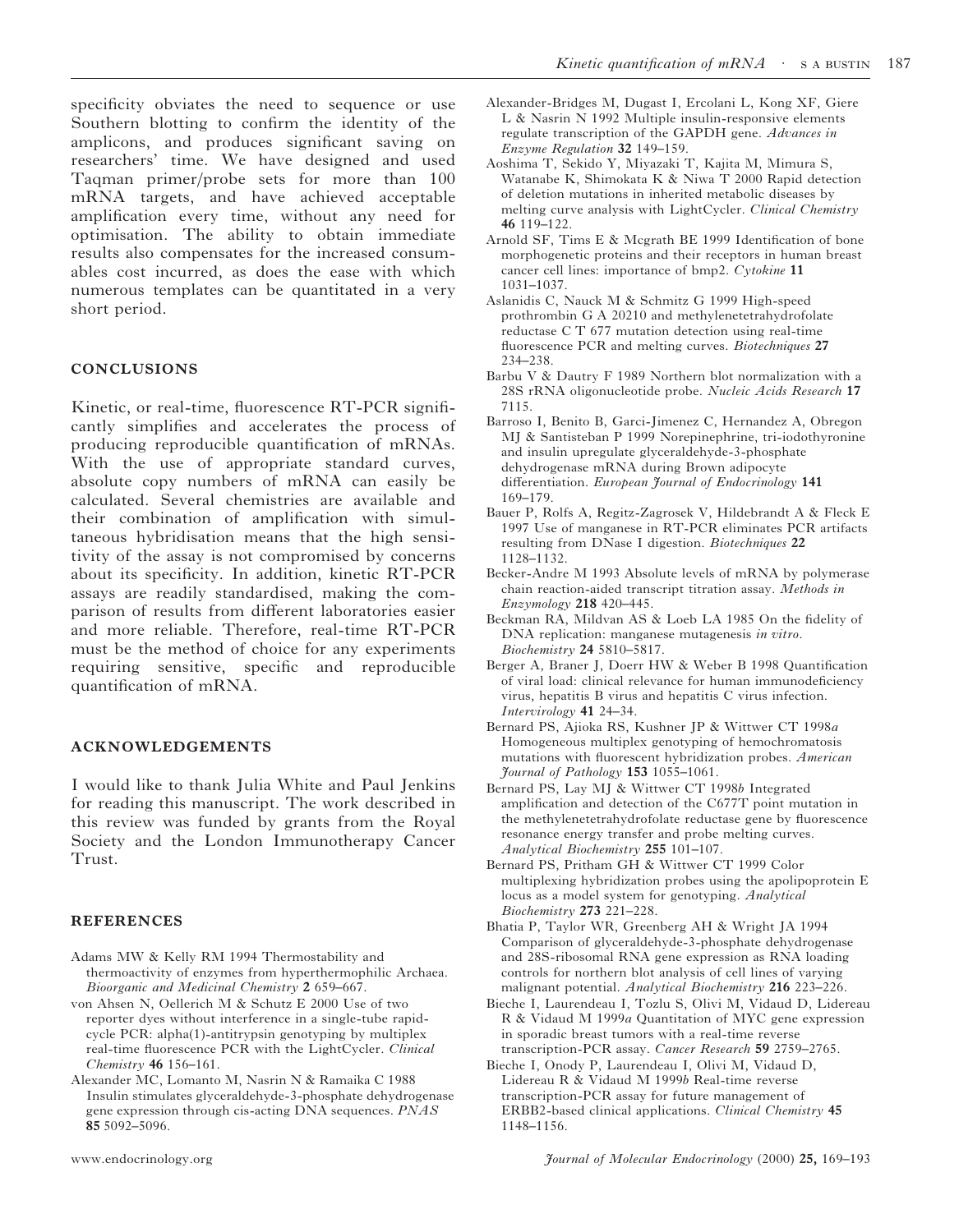specificity obviates the need to sequence or use Southern blotting to confirm the identity of the amplicons, and produces significant saving on researchers' time. We have designed and used Taqman primer/probe sets for more than 100 mRNA targets, and have achieved acceptable amplification every time, without any need for optimisation. The ability to obtain immediate results also compensates for the increased consumables cost incurred, as does the ease with which numerous templates can be quantitated in a very short period.

## CONCLUSIONS

Kinetic, or real-time, fluorescence RT-PCR significantly simplifies and accelerates the process of producing reproducible quantification of mRNAs. With the use of appropriate standard curves, absolute copy numbers of mRNA can easily be calculated. Several chemistries are available and their combination of amplification with simultaneous hybridisation means that the high sensitivity of the assay is not compromised by concerns about its specificity. In addition, kinetic RT-PCR assays are readily standardised, making the comparison of results from different laboratories easier and more reliable. Therefore, real-time RT-PCR must be the method of choice for any experiments requiring sensitive, specific and reproducible quantification of mRNA.

## ACKNOWLEDGEMENTS

I would like to thank Julia White and Paul Jenkins for reading this manuscript. The work described in this review was funded by grants from the Royal Society and the London Immunotherapy Cancer Trust.

## REFERENCES

Adams MW & Kelly RM 1994 Thermostability and thermoactivity of enzymes from hyperthermophilic Archaea. *Bioorganic and Medicinal Chemistry* **2** 659–667.

von Ahsen N, Oellerich M & Schutz E 2000 Use of two reporter dyes without interference in a single-tube rapid-cycle PCR: alpha(1)-antitrypsin genotyping by multiplex real-time fluorescence PCR with the LightCycler. *Clinical Chemistry* **46** 156–161.

Alexander MC, Lomanto M, Nasrin N & Ramaika C 1988 Insulin stimulates glyceraldehyde-3-phosphate dehydrogenase gene expression through cis-acting DNA sequences. *PNAS* **85** 5092–5096.

Alexander-Bridges M, Dugast I, Ercolani L, Kong XF, Giere L & Nasrin N 1992 Multiple insulin-responsive elements regulate transcription of the GAPDH gene. *Advances in Enzyme Regulation* **32** 149–159.

Aoshima T, Sekido Y, Miyazaki T, Kajita M, Mimura S, Watanabe K, Shimokata K & Niwa T 2000 Rapid detection of deletion mutations in inherited metabolic diseases by melting curve analysis with LightCycler. *Clinical Chemistry* **46** 119–122.

Arnold SF, Tims E & Mcgrath BE 1999 Identification of bone morphogenetic proteins and their receptors in human breast cancer cell lines: importance of bmp2. *Cytokine* **11** 1031–1037.

Aslanidis C, Nauck M & Schmitz G 1999 High-speed prothrombin G A 20210 and methylenetetrahydrofolate reductase C T 677 mutation detection using real-time fluorescence PCR and melting curves. *Biotechniques* **27** 234–238.

Barbu V & Dautry F 1989 Northern blot normalization with a 28S rRNA oligonucleotide probe. *Nucleic Acids Research* **17** 7115.

Barroso I, Benito B, Garci-Jimenez C, Hernandez A, Obregon MJ & Santisteban P 1999 Norepinephrine, tri-iodothyronine and insulin upregulate glyceraldehyde-3-phosphate dehydrogenase mRNA during Brown adipocyte differentiation. *European Journal of Endocrinology* **141** 169–179.

Bauer P, Rolfs A, Regitz-Zagrosek V, Hildebrandt A & Fleck E 1997 Use of manganese in RT-PCR eliminates PCR artifacts resulting from DNase I digestion. *Biotechniques* **22** 1128–1132.

Becker-Andre M 1993 Absolute levels of mRNA by polymerase chain reaction-aided transcript titration assay. *Methods in Enzymology* **218** 420–445.

Beckman RA, Mildvan AS & Loeb LA 1985 On the fidelity of DNA replication: manganese mutagenesis *in vitro*. *Biochemistry* **24** 5810–5817.

Berger A, Braner J, Doerr HW & Weber B 1998 Quantification of viral load: clinical relevance for human immunodeficiency virus, hepatitis B virus and hepatitis C virus infection. *Intervirology* **41** 24–34.

Bernard PS, Ajioka RS, Kushner JP & Wittwer CT 1998*a* Homogeneous multiplex genotyping of hemochromatosis mutations with fluorescent hybridization probes. *American Journal of Pathology* **153** 1055–1061.

Bernard PS, Lay MJ & Wittwer CT 1998*b* Integrated amplification and detection of the C677T point mutation in the methylenetetrahydrofolate reductase gene by fluorescence resonance energy transfer and probe melting curves. *Analytical Biochemistry* **255** 101–107.

Bernard PS, Pritham GH & Wittwer CT 1999 Color multiplexing hybridization probes using the apolipoprotein E locus as a model system for genotyping. *Analytical Biochemistry* **273** 221–228.

Bhatia P, Taylor WR, Greenberg AH & Wright JA 1994 Comparison of glyceraldehyde-3-phosphate dehydrogenase and 28S-ribosomal RNA gene expression as RNA loading controls for northern blot analysis of cell lines of varying malignant potential. *Analytical Biochemistry* **216** 223–226.

Bieche I, Laurendeau I, Tozlu S, Olivi M, Vidaud D, Lidereau R & Vidaud M 1999*a* Quantitation of MYC gene expression in sporadic breast tumors with a real-time reverse transcription-PCR assay. *Cancer Research* **59** 2759–2765.

Bieche I, Onody P, Laurendeau I, Olivi M, Vidaud D, Lidereau R & Vidaud M 1999*b* Real-time reverse transcription-PCR assay for future management of ERBB2-based clinical applications. *Clinical Chemistry* **45** 1148–1156.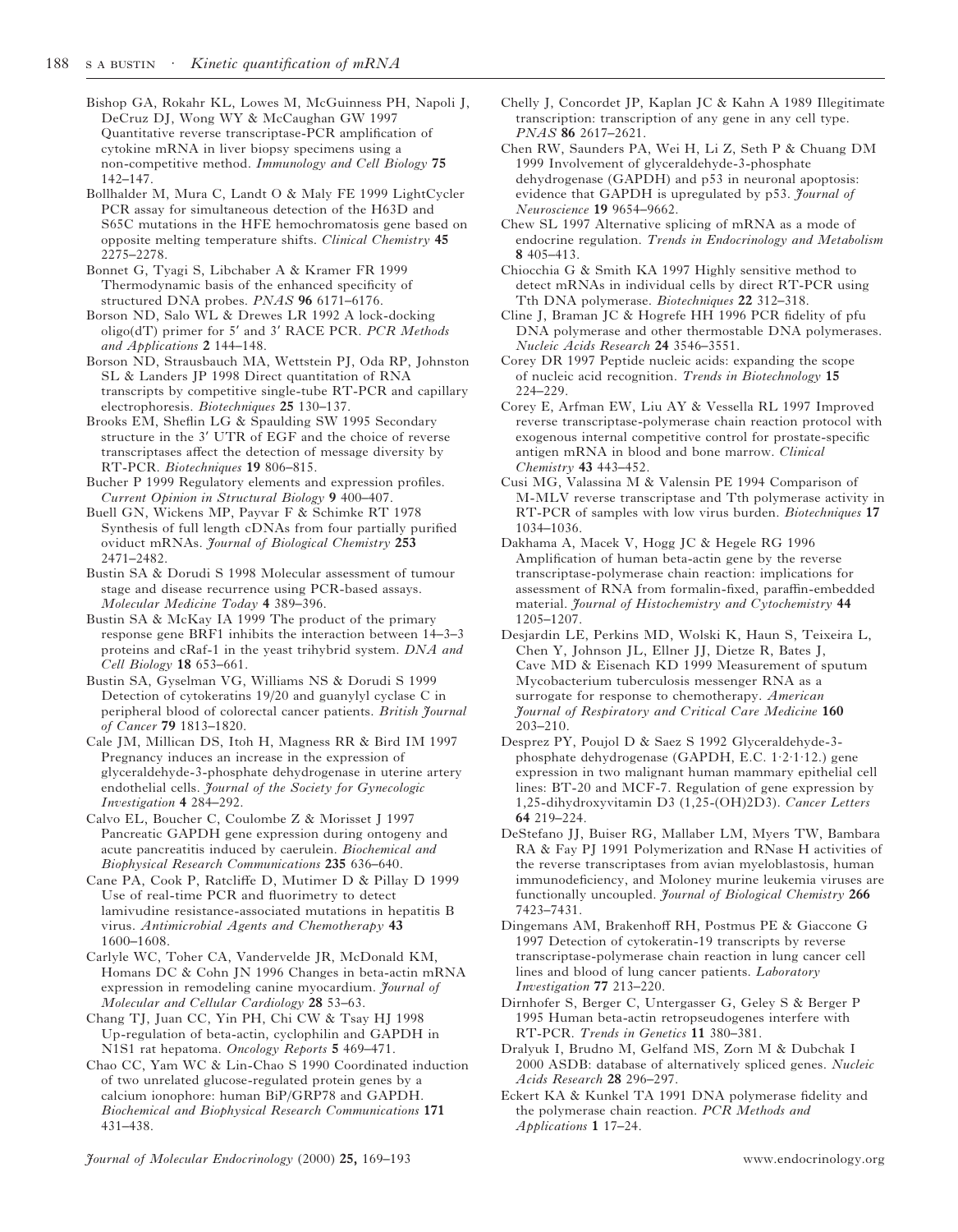Bishop GA, Rokahr KL, Lowes M, McGuinness PH, Napoli J, DeCruz DJ, Wong WY & McCaughan GW 1997 Quantitative reverse transcriptase-PCR amplification of cytokine mRNA in liver biopsy specimens using a non-competitive method. *Immunology and Cell Biology* **75** 142–147.

Bollhalder M, Mura C, Landt O & Maly FE 1999 LightCycler PCR assay for simultaneous detection of the H63D and S65C mutations in the HFE hemochromatosis gene based on opposite melting temperature shifts. *Clinical Chemistry* **45** 2275–2278.

Bonnet G, Tyagi S, Libchaber A & Kramer FR 1999 Thermodynamic basis of the enhanced specificity of structured DNA probes. *PNAS* **96** 6171–6176.

Borson ND, Salo WL & Drewes LR 1992 A lock-docking oligo(dT) primer for 5′ and 3′ RACE PCR. *PCR Methods and Applications* **2** 144–148.

Borson ND, Strausbauch MA, Wettstein PJ, Oda RP, Johnston SL & Landers JP 1998 Direct quantitation of RNA transcripts by competitive single-tube RT-PCR and capillary electrophoresis. *Biotechniques* **25** 130–137.

Brooks EM, Sheflin LG & Spaulding SW 1995 Secondary structure in the 3′ UTR of EGF and the choice of reverse transcriptases affect the detection of message diversity by RT-PCR. *Biotechniques* **19** 806–815.

Bucher P 1999 Regulatory elements and expression profiles. *Current Opinion in Structural Biology* **9** 400–407.

Buell GN, Wickens MP, Payvar F & Schimke RT 1978 Synthesis of full length cDNAs from four partially purified oviduct mRNAs. *Journal of Biological Chemistry* **253** 2471–2482.

Bustin SA & Dorudi S 1998 Molecular assessment of tumour stage and disease recurrence using PCR-based assays. *Molecular Medicine Today* **4** 389–396.

Bustin SA & McKay IA 1999 The product of the primary response gene BRF1 inhibits the interaction between 14–3–3 proteins and cRaf-1 in the yeast trihybrid system. *DNA and Cell Biology* **18** 653–661.

Bustin SA, Gyselman VG, Williams NS & Dorudi S 1999 Detection of cytokeratins 19/20 and guanylyl cyclase C in peripheral blood of colorectal cancer patients. *British Journal of Cancer* **79** 1813–1820.

Cale JM, Millican DS, Itoh H, Magness RR & Bird IM 1997 Pregnancy induces an increase in the expression of glyceraldehyde-3-phosphate dehydrogenase in uterine artery endothelial cells. *Journal of the Society for Gynecologic Investigation* **4** 284–292.

Calvo EL, Boucher C, Coulombe Z & Morisset J 1997 Pancreatic GAPDH gene expression during ontogeny and acute pancreatitis induced by caerulein. *Biochemical and Biophysical Research Communications* **235** 636–640.

Cane PA, Cook P, Ratcliffe D, Mutimer D & Pillay D 1999 Use of real-time PCR and fluorimetry to detect lamivudine resistance-associated mutations in hepatitis B virus. *Antimicrobial Agents and Chemotherapy* **43** 1600–1608.

Carlyle WC, Toher CA, Vandervelde JR, McDonald KM, Homans DC & Cohn JN 1996 Changes in beta-actin mRNA expression in remodeling canine myocardium. *Journal of Molecular and Cellular Cardiology* **28** 53–63.

Chang TJ, Juan CC, Yin PH, Chi CW & Tsay HJ 1998 Up-regulation of beta-actin, cyclophilin and GAPDH in N1S1 rat hepatoma. *Oncology Reports* **5** 469–471.

Chao CC, Yam WC & Lin-Chao S 1990 Coordinated induction of two unrelated glucose-regulated protein genes by a calcium ionophore: human BiP/GRP78 and GAPDH. *Biochemical and Biophysical Research Communications* **171** 431–438.

Chelly J, Concordet JP, Kaplan JC & Kahn A 1989 Illegitimate transcription: transcription of any gene in any cell type. *PNAS* **86** 2617–2621.

Chen RW, Saunders PA, Wei H, Li Z, Seth P & Chuang DM 1999 Involvement of glyceraldehyde-3-phosphate dehydrogenase (GAPDH) and p53 in neuronal apoptosis: evidence that GAPDH is upregulated by p53. *Journal of Neuroscience* **19** 9654–9662.

Chew SL 1997 Alternative splicing of mRNA as a mode of endocrine regulation. *Trends in Endocrinology and Metabolism* **8** 405–413.

Chiocchia G & Smith KA 1997 Highly sensitive method to detect mRNAs in individual cells by direct RT-PCR using Tth DNA polymerase. *Biotechniques* **22** 312–318.

Cline J, Braman JC & Hogrefe HH 1996 PCR fidelity of pfu DNA polymerase and other thermostable DNA polymerases. *Nucleic Acids Research* **24** 3546–3551.

Corey DR 1997 Peptide nucleic acids: expanding the scope of nucleic acid recognition. *Trends in Biotechnology* **15** 224–229.

Corey E, Arfman EW, Liu AY & Vessella RL 1997 Improved reverse transcriptase-polymerase chain reaction protocol with exogenous internal competitive control for prostate-specific antigen mRNA in blood and bone marrow. *Clinical Chemistry* **43** 443–452.

Cusi MG, Valassina M & Valensin PE 1994 Comparison of M-MLV reverse transcriptase and Tth polymerase activity in RT-PCR of samples with low virus burden. *Biotechniques* **17** 1034–1036.

Dakhama A, Macek V, Hogg JC & Hegele RG 1996 Amplification of human beta-actin gene by the reverse transcriptase-polymerase chain reaction: implications for assessment of RNA from formalin-fixed, paraffin-embedded material. *Journal of Histochemistry and Cytochemistry* **44** 1205–1207.

Desjardin LE, Perkins MD, Wolski K, Haun S, Teixeira L, Chen Y, Johnson JL, Ellner JJ, Dietze R, Bates J, Cave MD & Eisenach KD 1999 Measurement of sputum Mycobacterium tuberculosis messenger RNA as a surrogate for response to chemotherapy. *American Journal of Respiratory and Critical Care Medicine* **160** 203–210.

Desprez PY, Poujol D & Saez S 1992 Glyceraldehyde-3-phosphate dehydrogenase (GAPDH, E.C. 1·2·1·12.) gene expression in two malignant human mammary epithelial cell lines: BT-20 and MCF-7. Regulation of gene expression by 1,25-dihydroxyvitamin D3 (1,25-(OH)2D3). *Cancer Letters* **64** 219–224.

DeStefano JJ, Buiser RG, Mallaber LM, Myers TW, Bambara RA & Fay PJ 1991 Polymerization and RNase H activities of the reverse transcriptases from avian myeloblastosis, human immunodeficiency, and Moloney murine leukemia viruses are functionally uncoupled. *Journal of Biological Chemistry* **266** 7423–7431.

Dingemans AM, Brakenhoff RH, Postmus PE & Giaccone G 1997 Detection of cytokeratin-19 transcripts by reverse transcriptase-polymerase chain reaction in lung cancer cell lines and blood of lung cancer patients. *Laboratory Investigation* **77** 213–220.

Dirnhofer S, Berger C, Untergasser G, Geley S & Berger P 1995 Human beta-actin retropseudogenes interfere with RT-PCR. *Trends in Genetics* **11** 380–381.

Dralyuk I, Brudno M, Gelfand MS, Zorn M & Dubchak I 2000 ASDB: database of alternatively spliced genes. *Nucleic Acids Research* **28** 296–297.

Eckert KA & Kunkel TA 1991 DNA polymerase fidelity and the polymerase chain reaction. *PCR Methods and Applications* **1** 17–24.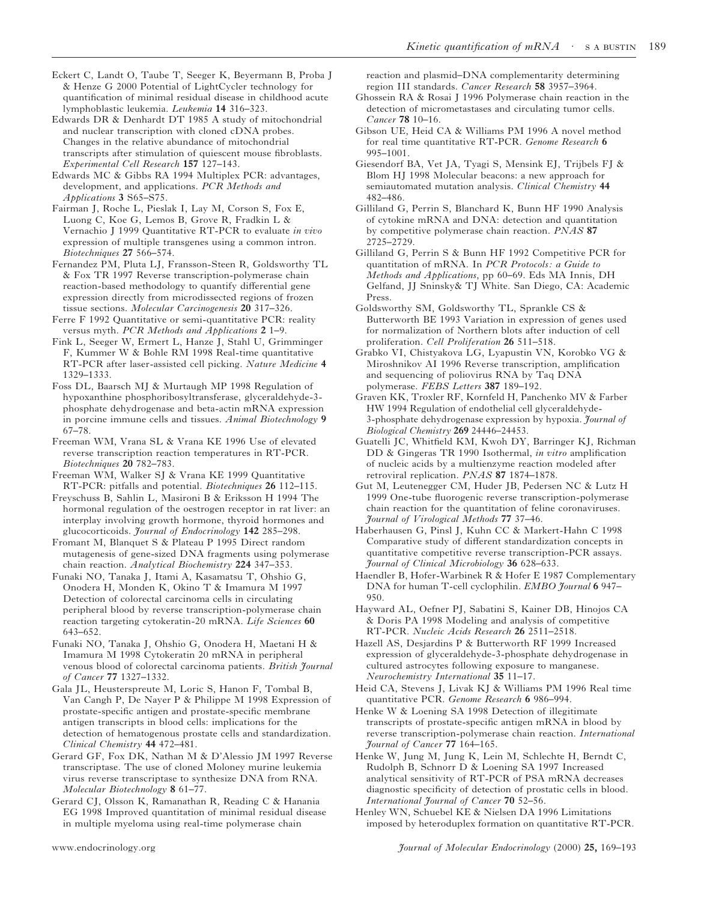Eckert C, Landt O, Taube T, Seeger K, Beyermann B, Proba J & Henze G 2000 Potential of LightCycler technology for quantification of minimal residual disease in childhood acute lymphoblastic leukemia. *Leukemia* **14** 316–323.

Edwards DR & Denhardt DT 1985 A study of mitochondrial and nuclear transcription with cloned cDNA probes. Changes in the relative abundance of mitochondrial transcripts after stimulation of quiescent mouse fibroblasts. *Experimental Cell Research* **157** 127–143.

Edwards MC & Gibbs RA 1994 Multiplex PCR: advantages, development, and applications. *PCR Methods and Applications* **3** S65–S75.

Fairman J, Roche L, Pieslak I, Lay M, Corson S, Fox E, Luong C, Koe G, Lemos B, Grove R, Fradkin L & Vernachio J 1999 Quantitative RT-PCR to evaluate *in vivo* expression of multiple transgenes using a common intron. *Biotechniques* **27** 566–574.

Fernandez PM, Pluta LJ, Fransson-Steen R, Goldsworthy TL & Fox TR 1997 Reverse transcription-polymerase chain reaction-based methodology to quantify differential gene expression directly from microdissected regions of frozen tissue sections. *Molecular Carcinogenesis* **20** 317–326.

Ferre F 1992 Quantitative or semi-quantitative PCR: reality versus myth. *PCR Methods and Applications* **2** 1–9.

Fink L, Seeger W, Ermert L, Hanze J, Stahl U, Grimminger F, Kummer W & Bohle RM 1998 Real-time quantitative RT-PCR after laser-assisted cell picking. *Nature Medicine* **4** 1329–1333.

Foss DL, Baarsch MJ & Murtaugh MP 1998 Regulation of hypoxanthine phosphoribosyltransferase, glyceraldehyde-3-phosphate dehydrogenase and beta-actin mRNA expression in porcine immune cells and tissues. *Animal Biotechnology* **9** 67–78.

Freeman WM, Vrana SL & Vrana KE 1996 Use of elevated reverse transcription reaction temperatures in RT-PCR. *Biotechniques* **20** 782–783.

Freeman WM, Walker SJ & Vrana KE 1999 Quantitative RT-PCR: pitfalls and potential. *Biotechniques* **26** 112–115.

Freyschuss B, Sahlin L, Masironi B & Eriksson H 1994 The hormonal regulation of the oestrogen receptor in rat liver: an interplay involving growth hormone, thyroid hormones and glucocorticoids. *Journal of Endocrinology* **142** 285–298.

Fromant M, Blanquet S & Plateau P 1995 Direct random mutagenesis of gene-sized DNA fragments using polymerase chain reaction. *Analytical Biochemistry* **224** 347–353.

Funaki NO, Tanaka J, Itami A, Kasamatsu T, Ohshio G, Onodera H, Monden K, Okino T & Imamura M 1997 Detection of colorectal carcinoma cells in circulating peripheral blood by reverse transcription-polymerase chain reaction targeting cytokeratin-20 mRNA. *Life Sciences* **60** 643–652.

Funaki NO, Tanaka J, Ohshio G, Onodera H, Maetani H & Imamura M 1998 Cytokeratin 20 mRNA in peripheral venous blood of colorectal carcinoma patients. *British Journal of Cancer* **77** 1327–1332.

Gala JL, Heusterspreute M, Loric S, Hanon F, Tombal B, Van Cangh P, De Nayer P & Philippe M 1998 Expression of prostate-specific antigen and prostate-specific membrane antigen transcripts in blood cells: implications for the detection of hematogenous prostate cells and standardization. *Clinical Chemistry* **44** 472–481.

Gerard GF, Fox DK, Nathan M & D'Alessio JM 1997 Reverse transcriptase. The use of cloned Moloney murine leukemia virus reverse transcriptase to synthesize DNA from RNA. *Molecular Biotechnology* **8** 61–77.

Gerard CJ, Olsson K, Ramanathan R, Reading C & Hanania EG 1998 Improved quantitation of minimal residual disease in multiple myeloma using real-time polymerase chain reaction and plasmid–DNA complementarity determining region III standards. *Cancer Research* **58** 3957–3964.

Ghossein RA & Rosai J 1996 Polymerase chain reaction in the detection of micrometastases and circulating tumor cells. *Cancer* **78** 10–16.

Gibson UE, Heid CA & Williams PM 1996 A novel method for real time quantitative RT-PCR. *Genome Research* **6** 995–1001.

Giesendorf BA, Vet JA, Tyagi S, Mensink EJ, Trijbels FJ & Blom HJ 1998 Molecular beacons: a new approach for semiautomated mutation analysis. *Clinical Chemistry* **44** 482–486.

Gilliland G, Perrin S, Blanchard K, Bunn HF 1990 Analysis of cytokine mRNA and DNA: detection and quantitation by competitive polymerase chain reaction. *PNAS* **87** 2725–2729.

Gilliland G, Perrin S & Bunn HF 1992 Competitive PCR for quantitation of mRNA. In *PCR Protocols: a Guide to Methods and Applications*, pp 60–69. Eds MA Innis, DH Gelfand, JJ Sninsky& TJ White. San Diego, CA: Academic Press.

Goldsworthy SM, Goldsworthy TL, Sprankle CS & Butterworth BE 1993 Variation in expression of genes used for normalization of Northern blots after induction of cell proliferation. *Cell Proliferation* **26** 511–518.

Grabko VI, Chistyakova LG, Lyapustin VN, Korobko VG & Miroshnikov AI 1996 Reverse transcription, amplification and sequencing of poliovirus RNA by Taq DNA polymerase. *FEBS Letters* **387** 189–192.

Graven KK, Troxler RF, Kornfeld H, Panchenko MV & Farber HW 1994 Regulation of endothelial cell glyceraldehyde-3-phosphate dehydrogenase expression by hypoxia. *Journal of Biological Chemistry* **269** 24446–24453.

Guatelli JC, Whitfield KM, Kwoh DY, Barringer KJ, Richman DD & Gingeras TR 1990 Isothermal, *in vitro* amplification of nucleic acids by a multienzyme reaction modeled after retroviral replication. *PNAS* **87** 1874–1878.

Gut M, Leutenegger CM, Huder JB, Pedersen NC & Lutz H 1999 One-tube fluorogenic reverse transcription-polymerase chain reaction for the quantitation of feline coronaviruses. *Journal of Virological Methods* **77** 37–46.

Haberhausen G, Pinsl J, Kuhn CC & Markert-Hahn C 1998 Comparative study of different standardization concepts in quantitative competitive reverse transcription-PCR assays. *Journal of Clinical Microbiology* **36** 628–633.

Haendler B, Hofer-Warbinek R & Hofer E 1987 Complementary DNA for human T-cell cyclophilin. *EMBO Journal* **6** 947–950.

Hayward AL, Oefner PJ, Sabatini S, Kainer DB, Hinojos CA & Doris PA 1998 Modeling and analysis of competitive RT-PCR. *Nucleic Acids Research* **26** 2511–2518.

Hazell AS, Desjardins P & Butterworth RF 1999 Increased expression of glyceraldehyde-3-phosphate dehydrogenase in cultured astrocytes following exposure to manganese. *Neurochemistry International* **35** 11–17.

Heid CA, Stevens J, Livak KJ & Williams PM 1996 Real time quantitative PCR. *Genome Research* **6** 986–994.

Henke W & Loening SA 1998 Detection of illegitimate transcripts of prostate-specific antigen mRNA in blood by reverse transcription-polymerase chain reaction. *International Journal of Cancer* **77** 164–165.

Henke W, Jung M, Jung K, Lein M, Schlechte H, Berndt C, Rudolph B, Schnorr D & Loening SA 1997 Increased analytical sensitivity of RT-PCR of PSA mRNA decreases diagnostic specificity of detection of prostatic cells in blood. *International Journal of Cancer* **70** 52–56.

Henley WN, Schuebel KE & Nielsen DA 1996 Limitations imposed by heteroduplex formation on quantitative RT-PCR.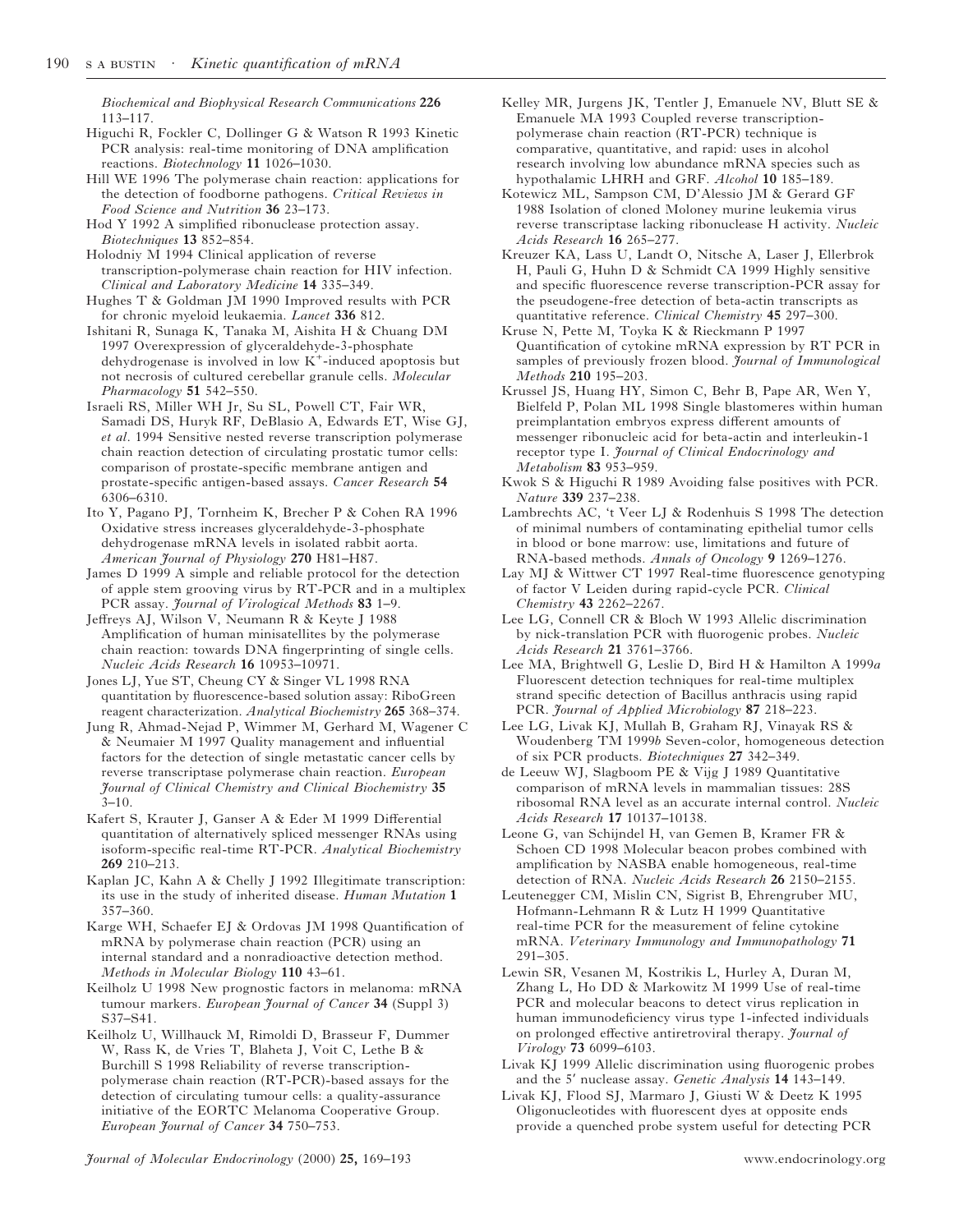*Biochemical and Biophysical Research Communications* **226** 113–117.

Higuchi R, Fockler C, Dollinger G & Watson R 1993 Kinetic PCR analysis: real-time monitoring of DNA amplification reactions. *Biotechnology* **11** 1026–1030.

Hill WE 1996 The polymerase chain reaction: applications for the detection of foodborne pathogens. *Critical Reviews in Food Science and Nutrition* **36** 23–173.

Hod Y 1992 A simplified ribonuclease protection assay. *Biotechniques* **13** 852–854.

Holodniy M 1994 Clinical application of reverse transcription-polymerase chain reaction for HIV infection. *Clinical and Laboratory Medicine* **14** 335–349.

Hughes T & Goldman JM 1990 Improved results with PCR for chronic myeloid leukaemia. *Lancet* **336** 812.

Ishitani R, Sunaga K, Tanaka M, Aishita H & Chuang DM 1997 Overexpression of glyceraldehyde-3-phosphate dehydrogenase is involved in low $K^+$-induced apoptosis but not necrosis of cultured cerebellar granule cells. *Molecular Pharmacology* **51** 542–550.

Israeli RS, Miller WH Jr, Su SL, Powell CT, Fair WR, Samadi DS, Huryk RF, DeBlasio A, Edwards ET, Wise GJ, *et al*. 1994 Sensitive nested reverse transcription polymerase chain reaction detection of circulating prostatic tumor cells: comparison of prostate-specific membrane antigen and prostate-specific antigen-based assays. *Cancer Research* **54** 6306–6310.

Ito Y, Pagano PJ, Tornheim K, Brecher P & Cohen RA 1996 Oxidative stress increases glyceraldehyde-3-phosphate dehydrogenase mRNA levels in isolated rabbit aorta. *American Journal of Physiology* **270** H81–H87.

James D 1999 A simple and reliable protocol for the detection of apple stem grooving virus by RT-PCR and in a multiplex PCR assay. *Journal of Virological Methods* **83** 1–9.

Jeffreys AJ, Wilson V, Neumann R & Keyte J 1988 Amplification of human minisatellites by the polymerase chain reaction: towards DNA fingerprinting of single cells. *Nucleic Acids Research* **16** 10953–10971.

Jones LJ, Yue ST, Cheung CY & Singer VL 1998 RNA quantitation by fluorescence-based solution assay: RiboGreen reagent characterization. *Analytical Biochemistry* **265** 368–374.

Jung R, Ahmad-Nejad P, Wimmer M, Gerhard M, Wagener C & Neumaier M 1997 Quality management and influential factors for the detection of single metastatic cancer cells by reverse transcriptase polymerase chain reaction. *European Journal of Clinical Chemistry and Clinical Biochemistry* **35** 3–10.

Kafert S, Krauter J, Ganser A & Eder M 1999 Differential quantitation of alternatively spliced messenger RNAs using isoform-specific real-time RT-PCR. *Analytical Biochemistry* **269** 210–213.

Kaplan JC, Kahn A & Chelly J 1992 Illegitimate transcription: its use in the study of inherited disease. *Human Mutation* **1** 357–360.

Karge WH, Schaefer EJ & Ordovas JM 1998 Quantification of mRNA by polymerase chain reaction (PCR) using an internal standard and a nonradioactive detection method. *Methods in Molecular Biology* **110** 43–61.

Keilholz U 1998 New prognostic factors in melanoma: mRNA tumour markers. *European Journal of Cancer* **34** (Suppl 3) S37–S41.

Keilholz U, Willhauck M, Rimoldi D, Brasseur F, Dummer W, Rass K, de Vries T, Blaheta J, Voit C, Lethe B & Burchill S 1998 Reliability of reverse transcription-polymerase chain reaction (RT-PCR)-based assays for the detection of circulating tumour cells: a quality-assurance initiative of the EORTC Melanoma Cooperative Group. *European Journal of Cancer* **34** 750–753.

Kelley MR, Jurgens JK, Tentler J, Emanuele NV, Blutt SE & Emanuele MA 1993 Coupled reverse transcription-polymerase chain reaction (RT-PCR) technique is comparative, quantitative, and rapid: uses in alcohol research involving low abundance mRNA species such as hypothalamic LHRH and GRF. *Alcohol* **10** 185–189.

Kotewicz ML, Sampson CM, D'Alessio JM & Gerard GF 1988 Isolation of cloned Moloney murine leukemia virus reverse transcriptase lacking ribonuclease H activity. *Nucleic Acids Research* **16** 265–277.

Kreuzer KA, Lass U, Landt O, Nitsche A, Laser J, Ellerbrok H, Pauli G, Huhn D & Schmidt CA 1999 Highly sensitive and specific fluorescence reverse transcription-PCR assay for the pseudogene-free detection of beta-actin transcripts as quantitative reference. *Clinical Chemistry* **45** 297–300.

Kruse N, Pette M, Toyka K & Rieckmann P 1997 Quantification of cytokine mRNA expression by RT PCR in samples of previously frozen blood. *Journal of Immunological Methods* **210** 195–203.

Krussel JS, Huang HY, Simon C, Behr B, Pape AR, Wen Y, Bielfeld P, Polan ML 1998 Single blastomeres within human preimplantation embryos express different amounts of messenger ribonucleic acid for beta-actin and interleukin-1 receptor type I. *Journal of Clinical Endocrinology and Metabolism* **83** 953–959.

Kwok S & Higuchi R 1989 Avoiding false positives with PCR. *Nature* **339** 237–238.

Lambrechts AC, 't Veer LJ & Rodenhuis S 1998 The detection of minimal numbers of contaminating epithelial tumor cells in blood or bone marrow: use, limitations and future of RNA-based methods. *Annals of Oncology* **9** 1269–1276.

Lay MJ & Wittwer CT 1997 Real-time fluorescence genotyping of factor V Leiden during rapid-cycle PCR. *Clinical Chemistry* **43** 2262–2267.

Lee LG, Connell CR & Bloch W 1993 Allelic discrimination by nick-translation PCR with fluorogenic probes. *Nucleic Acids Research* **21** 3761–3766.

Lee MA, Brightwell G, Leslie D, Bird H & Hamilton A 1999*a* Fluorescent detection techniques for real-time multiplex strand specific detection of Bacillus anthracis using rapid PCR. *Journal of Applied Microbiology* **87** 218–223.

Lee LG, Livak KJ, Mullah B, Graham RJ, Vinayak RS & Woudenberg TM 1999*b* Seven-color, homogeneous detection of six PCR products. *Biotechniques* **27** 342–349.

de Leeuw WJ, Slagboom PE & Vijg J 1989 Quantitative comparison of mRNA levels in mammalian tissues: 28S ribosomal RNA level as an accurate internal control. *Nucleic Acids Research* **17** 10137–10138.

Leone G, van Schijndel H, van Gemen B, Kramer FR & Schoen CD 1998 Molecular beacon probes combined with amplification by NASBA enable homogeneous, real-time detection of RNA. *Nucleic Acids Research* **26** 2150–2155.

Leutenegger CM, Mislin CN, Sigrist B, Ehrengruber MU, Hofmann-Lehmann R & Lutz H 1999 Quantitative real-time PCR for the measurement of feline cytokine mRNA. *Veterinary Immunology and Immunopathology* **71** 291–305.

Lewin SR, Vesanen M, Kostrikis L, Hurley A, Duran M, Zhang L, Ho DD & Markowitz M 1999 Use of real-time PCR and molecular beacons to detect virus replication in human immunodeficiency virus type 1-infected individuals on prolonged effective antiretroviral therapy. *Journal of Virology* **73** 6099–6103.

Livak KJ 1999 Allelic discrimination using fluorogenic probes and the 5′ nuclease assay. *Genetic Analysis* **14** 143–149.

Livak KJ, Flood SJ, Marmaro J, Giusti W & Deetz K 1995 Oligonucleotides with fluorescent dyes at opposite ends provide a quenched probe system useful for detecting PCR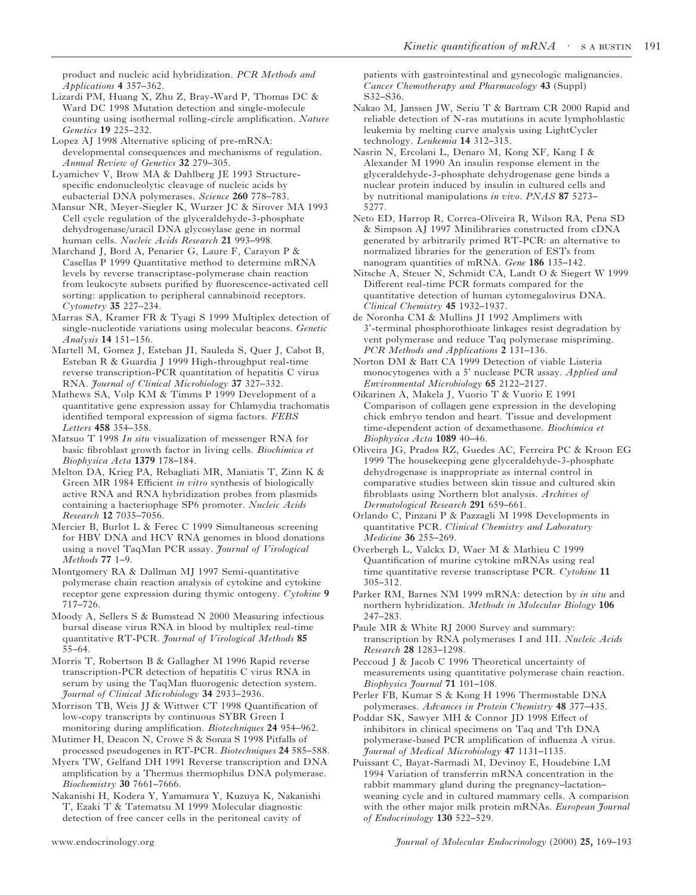product and nucleic acid hybridization. *PCR Methods and Applications* **4** 357–362.

Lizardi PM, Huang X, Zhu Z, Bray-Ward P, Thomas DC & Ward DC 1998 Mutation detection and single-molecule counting using isothermal rolling-circle amplification. *Nature Genetics* **19** 225–232.

Lopez AJ 1998 Alternative splicing of pre-mRNA: developmental consequences and mechanisms of regulation. *Annual Review of Genetics* **32** 279–305.

Lyamichev V, Brow MA & Dahlberg JE 1993 Structure-specific endonucleolytic cleavage of nucleic acids by eubacterial DNA polymerases. *Science* **260** 778–783.

Mansur NR, Meyer-Siegler K, Wurzer JC & Sirover MA 1993 Cell cycle regulation of the glyceraldehyde-3-phosphate dehydrogenase/uracil DNA glycosylase gene in normal human cells. *Nucleic Acids Research* **21** 993–998.

Marchand J, Bord A, Penarier G, Laure F, Carayon P & Casellas P 1999 Quantitative method to determine mRNA levels by reverse transcriptase-polymerase chain reaction from leukocyte subsets purified by fluorescence-activated cell sorting: application to peripheral cannabinoid receptors. *Cytometry* **35** 227–234.

Marras SA, Kramer FR & Tyagi S 1999 Multiplex detection of single-nucleotide variations using molecular beacons. *Genetic Analysis* **14** 151–156.

Martell M, Gomez J, Esteban JI, Sauleda S, Quer J, Cabot B, Esteban R & Guardia J 1999 High-throughput real-time reverse transcription-PCR quantitation of hepatitis C virus RNA. *Journal of Clinical Microbiology* **37** 327–332.

Mathews SA, Volp KM & Timms P 1999 Development of a quantitative gene expression assay for Chlamydia trachomatis identified temporal expression of sigma factors. *FEBS Letters* **458** 354–358.

Matsuo T 1998 *In situ* visualization of messenger RNA for basic fibroblast growth factor in living cells. *Biochimica et Biophysica Acta* **1379** 178–184.

Melton DA, Krieg PA, Rebagliati MR, Maniatis T, Zinn K & Green MR 1984 Efficient *in vitro* synthesis of biologically active RNA and RNA hybridization probes from plasmids containing a bacteriophage SP6 promoter. *Nucleic Acids Research* **12** 7035–7056.

Mercier B, Burlot L & Ferec C 1999 Simultaneous screening for HBV DNA and HCV RNA genomes in blood donations using a novel TaqMan PCR assay. *Journal of Virological Methods* **77** 1–9.

Montgomery RA & Dallman MJ 1997 Semi-quantitative polymerase chain reaction analysis of cytokine and cytokine receptor gene expression during thymic ontogeny. *Cytokine* **9** 717–726.

Moody A, Sellers S & Bumstead N 2000 Measuring infectious bursal disease virus RNA in blood by multiplex real-time quantitative RT-PCR. *Journal of Virological Methods* **85** 55–64.

Morris T, Robertson B & Gallagher M 1996 Rapid reverse transcription-PCR detection of hepatitis C virus RNA in serum by using the TaqMan fluorogenic detection system. *Journal of Clinical Microbiology* **34** 2933–2936.

Morrison TB, Weis JJ & Wittwer CT 1998 Quantification of low-copy transcripts by continuous SYBR Green I monitoring during amplification. *Biotechniques* **24** 954–962.

Mutimer H, Deacon N, Crowe S & Sonza S 1998 Pitfalls of processed pseudogenes in RT-PCR. *Biotechniques* **24** 585–588.

Myers TW, Gelfand DH 1991 Reverse transcription and DNA amplification by a Thermus thermophilus DNA polymerase. *Biochemistry* **30** 7661–7666.

Nakanishi H, Kodera Y, Yamamura Y, Kuzuya K, Nakanishi T, Ezaki T & Tatematsu M 1999 Molecular diagnostic detection of free cancer cells in the peritoneal cavity of patients with gastrointestinal and gynecologic malignancies. *Cancer Chemotherapy and Pharmacology* **43** (Suppl) S32–S36.

Nakao M, Janssen JW, Seriu T & Bartram CR 2000 Rapid and reliable detection of N-ras mutations in acute lymphoblastic leukemia by melting curve analysis using LightCycler technology. *Leukemia* **14** 312–315.

Nasrin N, Ercolani L, Denaro M, Kong XF, Kang I & Alexander M 1990 An insulin response element in the glyceraldehyde-3-phosphate dehydrogenase gene binds a nuclear protein induced by insulin in cultured cells and by nutritional manipulations *in vivo*. *PNAS* **87** 5273–5277.

Neto ED, Harrop R, Correa-Oliveira R, Wilson RA, Pena SD & Simpson AJ 1997 Minilibraries constructed from cDNA generated by arbitrarily primed RT-PCR: an alternative to normalized libraries for the generation of ESTs from nanogram quantities of mRNA. *Gene* **186** 135–142.

Nitsche A, Steuer N, Schmidt CA, Landt O & Siegert W 1999 Different real-time PCR formats compared for the quantitative detection of human cytomegalovirus DNA. *Clinical Chemistry* **45** 1932–1937.

de Noronha CM & Mullins JI 1992 Amplimers with 3′-terminal phosphorothioate linkages resist degradation by vent polymerase and reduce Taq polymerase mispriming. *PCR Methods and Applications* **2** 131–136.

Norton DM & Batt CA 1999 Detection of viable Listeria monocytogenes with a 5′ nuclease PCR assay. *Applied and Environmental Microbiology* **65** 2122–2127.

Oikarinen A, Makela J, Vuorio T & Vuorio E 1991 Comparison of collagen gene expression in the developing chick embryo tendon and heart. Tissue and development time-dependent action of dexamethasone. *Biochimica et Biophysica Acta* **1089** 40–46.

Oliveira JG, Prados RZ, Guedes AC, Ferreira PC & Kroon EG 1999 The housekeeping gene glyceraldehyde-3-phosphate dehydrogenase is inappropriate as internal control in comparative studies between skin tissue and cultured skin fibroblasts using Northern blot analysis. *Archives of Dermatological Research* **291** 659–661.

Orlando C, Pinzani P & Pazzagli M 1998 Developments in quantitative PCR. *Clinical Chemistry and Laboratory Medicine* **36** 255–269.

Overbergh L, Valckx D, Waer M & Mathieu C 1999 Quantification of murine cytokine mRNAs using real time quantitative reverse transcriptase PCR. *Cytokine* **11** 305–312.

Parker RM, Barnes NM 1999 mRNA: detection by *in situ* and northern hybridization. *Methods in Molecular Biology* **106** 247–283.

Paule MR & White RJ 2000 Survey and summary: transcription by RNA polymerases I and III. *Nucleic Acids Research* **28** 1283–1298.

Peccoud J & Jacob C 1996 Theoretical uncertainty of measurements using quantitative polymerase chain reaction. *Biophysics Journal* **71** 101–108.

Perler FB, Kumar S & Kong H 1996 Thermostable DNA polymerases. *Advances in Protein Chemistry* **48** 377–435.

Poddar SK, Sawyer MH & Connor JD 1998 Effect of inhibitors in clinical specimens on Taq and Tth DNA polymerase-based PCR amplification of influenza A virus. *Journal of Medical Microbiology* **47** 1131–1135.

Puissant C, Bayat-Sarmadi M, Devinoy E, Houdebine LM 1994 Variation of transferrin mRNA concentration in the rabbit mammary gland during the pregnancy–lactation–weaning cycle and in cultured mammary cells. A comparison with the other major milk protein mRNAs. *European Journal of Endocrinology* **130** 522–529.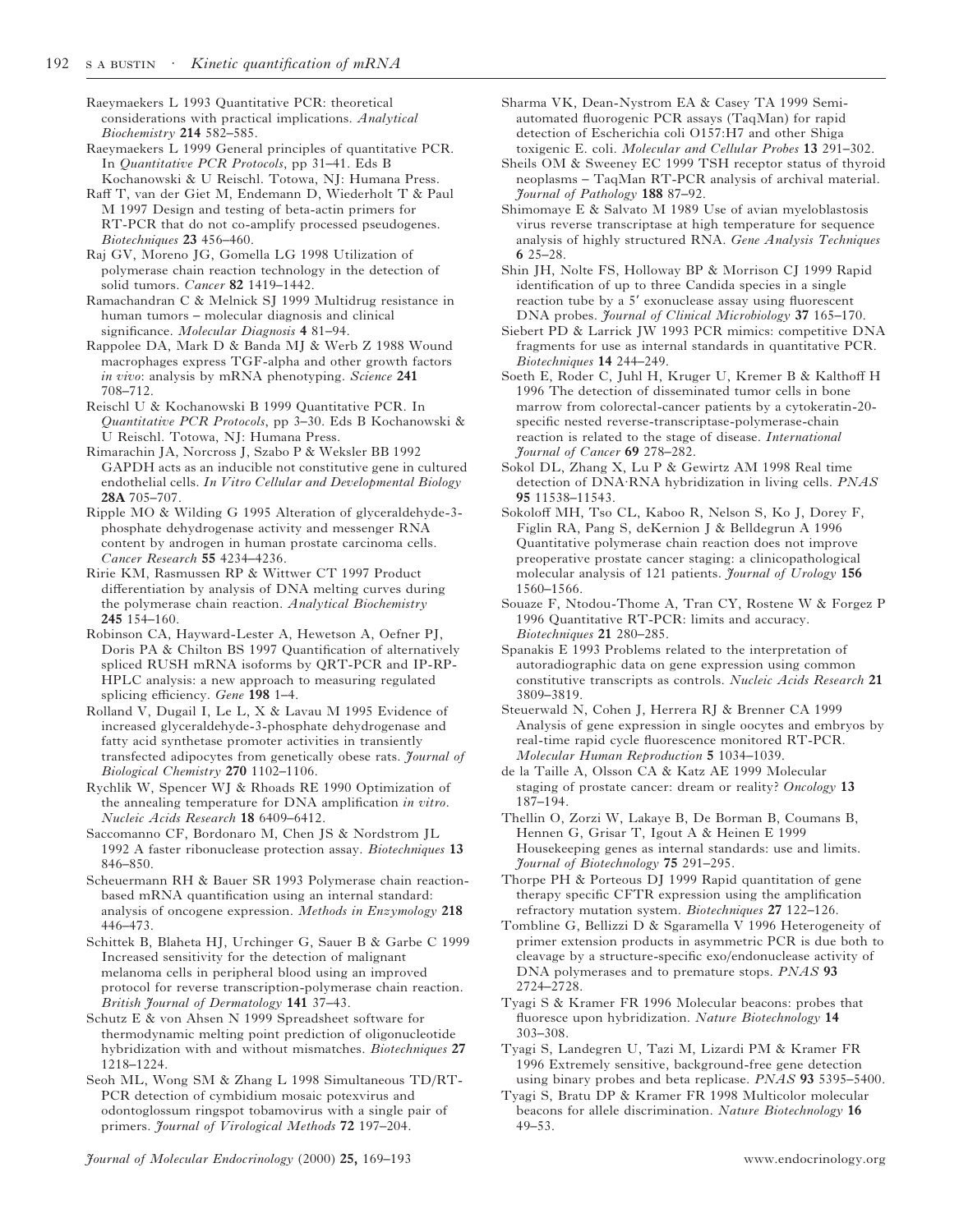Raeymaekers L 1993 Quantitative PCR: theoretical considerations with practical implications. *Analytical Biochemistry* **214** 582–585.

Raeymaekers L 1999 General principles of quantitative PCR. In *Quantitative PCR Protocols*, pp 31–41. Eds B Kochanowski & U Reischl. Totowa, NJ: Humana Press.

Raff T, van der Giet M, Endemann D, Wiederholt T & Paul M 1997 Design and testing of beta-actin primers for RT-PCR that do not co-amplify processed pseudogenes. *Biotechniques* **23** 456–460.

Raj GV, Moreno JG, Gomella LG 1998 Utilization of polymerase chain reaction technology in the detection of solid tumors. *Cancer* **82** 1419–1442.

Ramachandran C & Melnick SJ 1999 Multidrug resistance in human tumors – molecular diagnosis and clinical significance. *Molecular Diagnosis* **4** 81–94.

Rappolee DA, Mark D & Banda MJ & Werb Z 1988 Wound macrophages express TGF-alpha and other growth factors *in vivo*: analysis by mRNA phenotyping. *Science* **241** 708–712.

Reischl U & Kochanowski B 1999 Quantitative PCR. In *Quantitative PCR Protocols*, pp 3–30. Eds B Kochanowski & U Reischl. Totowa, NJ: Humana Press.

Rimarachin JA, Norcross J, Szabo P & Weksler BB 1992 GAPDH acts as an inducible not constitutive gene in cultured endothelial cells. *In Vitro Cellular and Developmental Biology* **28A** 705–707.

Ripple MO & Wilding G 1995 Alteration of glyceraldehyde-3-phosphate dehydrogenase activity and messenger RNA content by androgen in human prostate carcinoma cells. *Cancer Research* **55** 4234–4236.

Ririe KM, Rasmussen RP & Wittwer CT 1997 Product differentiation by analysis of DNA melting curves during the polymerase chain reaction. *Analytical Biochemistry* **245** 154–160.

Robinson CA, Hayward-Lester A, Hewetson A, Oefner PJ, Doris PA & Chilton BS 1997 Quantification of alternatively spliced RUSH mRNA isoforms by QRT-PCR and IP-RP-HPLC analysis: a new approach to measuring regulated splicing efficiency. *Gene* **198** 1–4.

Rolland V, Dugail I, Le L, X & Lavau M 1995 Evidence of increased glyceraldehyde-3-phosphate dehydrogenase and fatty acid synthetase promoter activities in transiently transfected adipocytes from genetically obese rats. *Journal of Biological Chemistry* **270** 1102–1106.

Rychlik W, Spencer WJ & Rhoads RE 1990 Optimization of the annealing temperature for DNA amplification *in vitro*. *Nucleic Acids Research* **18** 6409–6412.

Saccomanno CF, Bordonaro M, Chen JS & Nordstrom JL 1992 A faster ribonuclease protection assay. *Biotechniques* **13** 846–850.

Scheuermann RH & Bauer SR 1993 Polymerase chain reaction-based mRNA quantification using an internal standard: analysis of oncogene expression. *Methods in Enzymology* **218** 446–473.

Schittek B, Blaheta HJ, Urchinger G, Sauer B & Garbe C 1999 Increased sensitivity for the detection of malignant melanoma cells in peripheral blood using an improved protocol for reverse transcription-polymerase chain reaction. *British Journal of Dermatology* **141** 37–43.

Schutz E & von Ahsen N 1999 Spreadsheet software for thermodynamic melting point prediction of oligonucleotide hybridization with and without mismatches. *Biotechniques* **27** 1218–1224.

Seoh ML, Wong SM & Zhang L 1998 Simultaneous TD/RT-PCR detection of cymbidium mosaic potexvirus and odontoglossum ringspot tobamovirus with a single pair of primers. *Journal of Virological Methods* **72** 197–204.

Sharma VK, Dean-Nystrom EA & Casey TA 1999 Semi-automated fluorogenic PCR assays (TaqMan) for rapid detection of Escherichia coli O157:H7 and other Shiga toxigenic E. coli. *Molecular and Cellular Probes* **13** 291–302.

Sheils OM & Sweeney EC 1999 TSH receptor status of thyroid neoplasms – TaqMan RT-PCR analysis of archival material. *Journal of Pathology* **188** 87–92.

Shimomaye E & Salvato M 1989 Use of avian myeloblastosis virus reverse transcriptase at high temperature for sequence analysis of highly structured RNA. *Gene Analysis Techniques* **6** 25–28.

Shin JH, Nolte FS, Holloway BP & Morrison CJ 1999 Rapid identification of up to three Candida species in a single reaction tube by a 5′ exonuclease assay using fluorescent DNA probes. *Journal of Clinical Microbiology* **37** 165–170.

Siebert PD & Larrick JW 1993 PCR mimics: competitive DNA fragments for use as internal standards in quantitative PCR. *Biotechniques* **14** 244–249.

Soeth E, Roder C, Juhl H, Kruger U, Kremer B & Kalthoff H 1996 The detection of disseminated tumor cells in bone marrow from colorectal-cancer patients by a cytokeratin-20-specific nested reverse-transcriptase-polymerase-chain reaction is related to the stage of disease. *International Journal of Cancer* **69** 278–282.

Sokol DL, Zhang X, Lu P & Gewirtz AM 1998 Real time detection of DNA·RNA hybridization in living cells. *PNAS* **95** 11538–11543.

Sokoloff MH, Tso CL, Kaboo R, Nelson S, Ko J, Dorey F, Figlin RA, Pang S, deKernion J & Belldegrun A 1996 Quantitative polymerase chain reaction does not improve preoperative prostate cancer staging: a clinicopathological molecular analysis of 121 patients. *Journal of Urology* **156** 1560–1566.

Souaze F, Ntodou-Thome A, Tran CY, Rostene W & Forgez P 1996 Quantitative RT-PCR: limits and accuracy. *Biotechniques* **21** 280–285.

Spanakis E 1993 Problems related to the interpretation of autoradiographic data on gene expression using common constitutive transcripts as controls. *Nucleic Acids Research* **21** 3809–3819.

Steuerwald N, Cohen J, Herrera RJ & Brenner CA 1999 Analysis of gene expression in single oocytes and embryos by real-time rapid cycle fluorescence monitored RT-PCR. *Molecular Human Reproduction* **5** 1034–1039.

de la Taille A, Olsson CA & Katz AE 1999 Molecular staging of prostate cancer: dream or reality? *Oncology* **13** 187–194.

Thellin O, Zorzi W, Lakaye B, De Borman B, Coumans B, Hennen G, Grisar T, Igout A & Heinen E 1999 Housekeeping genes as internal standards: use and limits. *Journal of Biotechnology* **75** 291–295.

Thorpe PH & Porteous DJ 1999 Rapid quantitation of gene therapy specific CFTR expression using the amplification refractory mutation system. *Biotechniques* **27** 122–126.

Tombline G, Bellizzi D & Sgaramella V 1996 Heterogeneity of primer extension products in asymmetric PCR is due both to cleavage by a structure-specific exo/endonuclease activity of DNA polymerases and to premature stops. *PNAS* **93** 2724–2728.

Tyagi S & Kramer FR 1996 Molecular beacons: probes that fluoresce upon hybridization. *Nature Biotechnology* **14** 303–308.

Tyagi S, Landegren U, Tazi M, Lizardi PM & Kramer FR 1996 Extremely sensitive, background-free gene detection using binary probes and beta replicase. *PNAS* **93** 5395–5400.

Tyagi S, Bratu DP & Kramer FR 1998 Multicolor molecular beacons for allele discrimination. *Nature Biotechnology* **16** 49–53.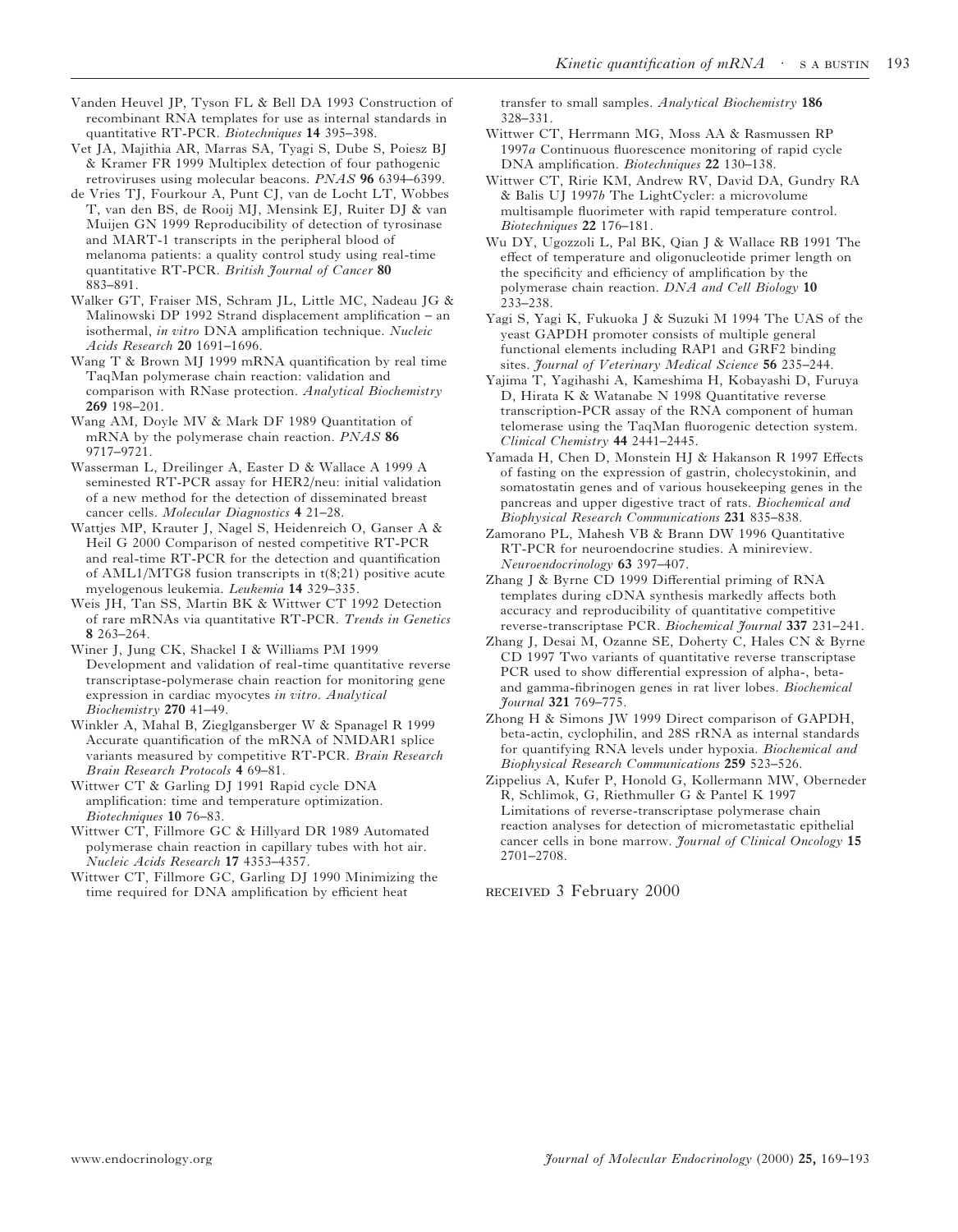Vanden Heuvel JP, Tyson FL & Bell DA 1993 Construction of recombinant RNA templates for use as internal standards in quantitative RT-PCR. *Biotechniques* **14** 395–398.

Vet JA, Majithia AR, Marras SA, Tyagi S, Dube S, Poiesz BJ & Kramer FR 1999 Multiplex detection of four pathogenic retroviruses using molecular beacons. *PNAS* **96** 6394–6399.

de Vries TJ, Fourkour A, Punt CJ, van de Locht LT, Wobbes T, van den BS, de Rooij MJ, Mensink EJ, Ruiter DJ & van Muijen GN 1999 Reproducibility of detection of tyrosinase and MART-1 transcripts in the peripheral blood of melanoma patients: a quality control study using real-time quantitative RT-PCR. *British Journal of Cancer* **80** 883–891.

Walker GT, Fraiser MS, Schram JL, Little MC, Nadeau JG & Malinowski DP 1992 Strand displacement amplification – an isothermal, *in vitro* DNA amplification technique. *Nucleic Acids Research* **20** 1691–1696.

Wang T & Brown MJ 1999 mRNA quantification by real time TaqMan polymerase chain reaction: validation and comparison with RNase protection. *Analytical Biochemistry* **269** 198–201.

Wang AM, Doyle MV & Mark DF 1989 Quantitation of mRNA by the polymerase chain reaction. *PNAS* **86** 9717–9721.

Wasserman L, Dreilinger A, Easter D & Wallace A 1999 A seminested RT-PCR assay for HER2/neu: initial validation of a new method for the detection of disseminated breast cancer cells. *Molecular Diagnostics* **4** 21–28.

Wattjes MP, Krauter J, Nagel S, Heidenreich O, Ganser A & Heil G 2000 Comparison of nested competitive RT-PCR and real-time RT-PCR for the detection and quantification of AML1/MTG8 fusion transcripts in t(8;21) positive acute myelogenous leukemia. *Leukemia* **14** 329–335.

Weis JH, Tan SS, Martin BK & Wittwer CT 1992 Detection of rare mRNAs via quantitative RT-PCR. *Trends in Genetics* **8** 263–264.

Winer J, Jung CK, Shackel I & Williams PM 1999 Development and validation of real-time quantitative reverse transcriptase-polymerase chain reaction for monitoring gene expression in cardiac myocytes *in vitro*. *Analytical Biochemistry* **270** 41–49.

Winkler A, Mahal B, Zieglgansberger W & Spanagel R 1999 Accurate quantification of the mRNA of NMDAR1 splice variants measured by competitive RT-PCR. *Brain Research Brain Research Protocols* **4** 69–81.

Wittwer CT & Garling DJ 1991 Rapid cycle DNA amplification: time and temperature optimization. *Biotechniques* **10** 76–83.

Wittwer CT, Fillmore GC & Hillyard DR 1989 Automated polymerase chain reaction in capillary tubes with hot air. *Nucleic Acids Research* **17** 4353–4357.

Wittwer CT, Fillmore GC, Garling DJ 1990 Minimizing the time required for DNA amplification by efficient heat transfer to small samples. *Analytical Biochemistry* **186** 328–331.

Wittwer CT, Herrmann MG, Moss AA & Rasmussen RP 1997*a* Continuous fluorescence monitoring of rapid cycle DNA amplification. *Biotechniques* **22** 130–138.

Wittwer CT, Ririe KM, Andrew RV, David DA, Gundry RA & Balis UJ 1997*b* The LightCycler: a microvolume multisample fluorimeter with rapid temperature control. *Biotechniques* **22** 176–181.

Wu DY, Ugozzoli L, Pal BK, Qian J & Wallace RB 1991 The effect of temperature and oligonucleotide primer length on the specificity and efficiency of amplification by the polymerase chain reaction. *DNA and Cell Biology* **10** 233–238.

Yagi S, Yagi K, Fukuoka J & Suzuki M 1994 The UAS of the yeast GAPDH promoter consists of multiple general functional elements including RAP1 and GRF2 binding sites. *Journal of Veterinary Medical Science* **56** 235–244.

Yajima T, Yagihashi A, Kameshima H, Kobayashi D, Furuya D, Hirata K & Watanabe N 1998 Quantitative reverse transcription-PCR assay of the RNA component of human telomerase using the TaqMan fluorogenic detection system. *Clinical Chemistry* **44** 2441–2445.

Yamada H, Chen D, Monstein HJ & Hakanson R 1997 Effects of fasting on the expression of gastrin, cholecystokinin, and somatostatin genes and of various housekeeping genes in the pancreas and upper digestive tract of rats. *Biochemical and Biophysical Research Communications* **231** 835–838.

Zamorano PL, Mahesh VB & Brann DW 1996 Quantitative RT-PCR for neuroendocrine studies. A minireview. *Neuroendocrinology* **63** 397–407.

Zhang J & Byrne CD 1999 Differential priming of RNA templates during cDNA synthesis markedly affects both accuracy and reproducibility of quantitative competitive reverse-transcriptase PCR. *Biochemical Journal* **337** 231–241.

Zhang J, Desai M, Ozanne SE, Doherty C, Hales CN & Byrne CD 1997 Two variants of quantitative reverse transcriptase PCR used to show differential expression of alpha-, beta- and gamma-fibrinogen genes in rat liver lobes. *Biochemical Journal* **321** 769–775.

Zhong H & Simons JW 1999 Direct comparison of GAPDH, beta-actin, cyclophilin, and 28S rRNA as internal standards for quantifying RNA levels under hypoxia. *Biochemical and Biophysical Research Communications* **259** 523–526.

Zippelius A, Kufer P, Honold G, Kollermann MW, Oberneder R, Schlimok, G, Riethmuller G & Pantel K 1997 Limitations of reverse-transcriptase polymerase chain reaction analyses for detection of micrometastatic epithelial cancer cells in bone marrow. *Journal of Clinical Oncology* **15** 2701–2708.

RECEIVED 3 February 2000